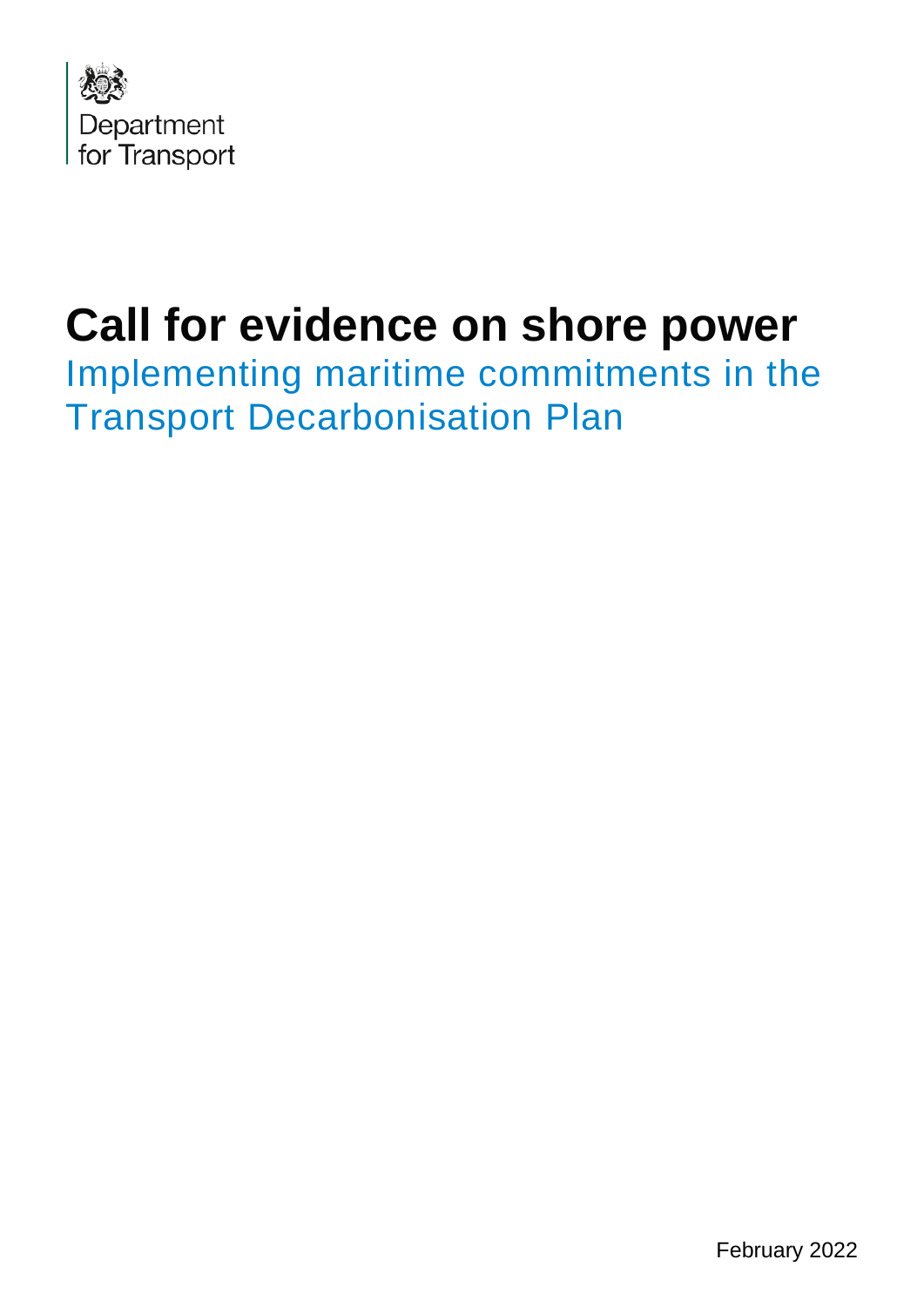Department
for Transport

# Call for evidence on shore power

## Implementing maritime commitments in the Transport Decarbonisation Plan

February 2022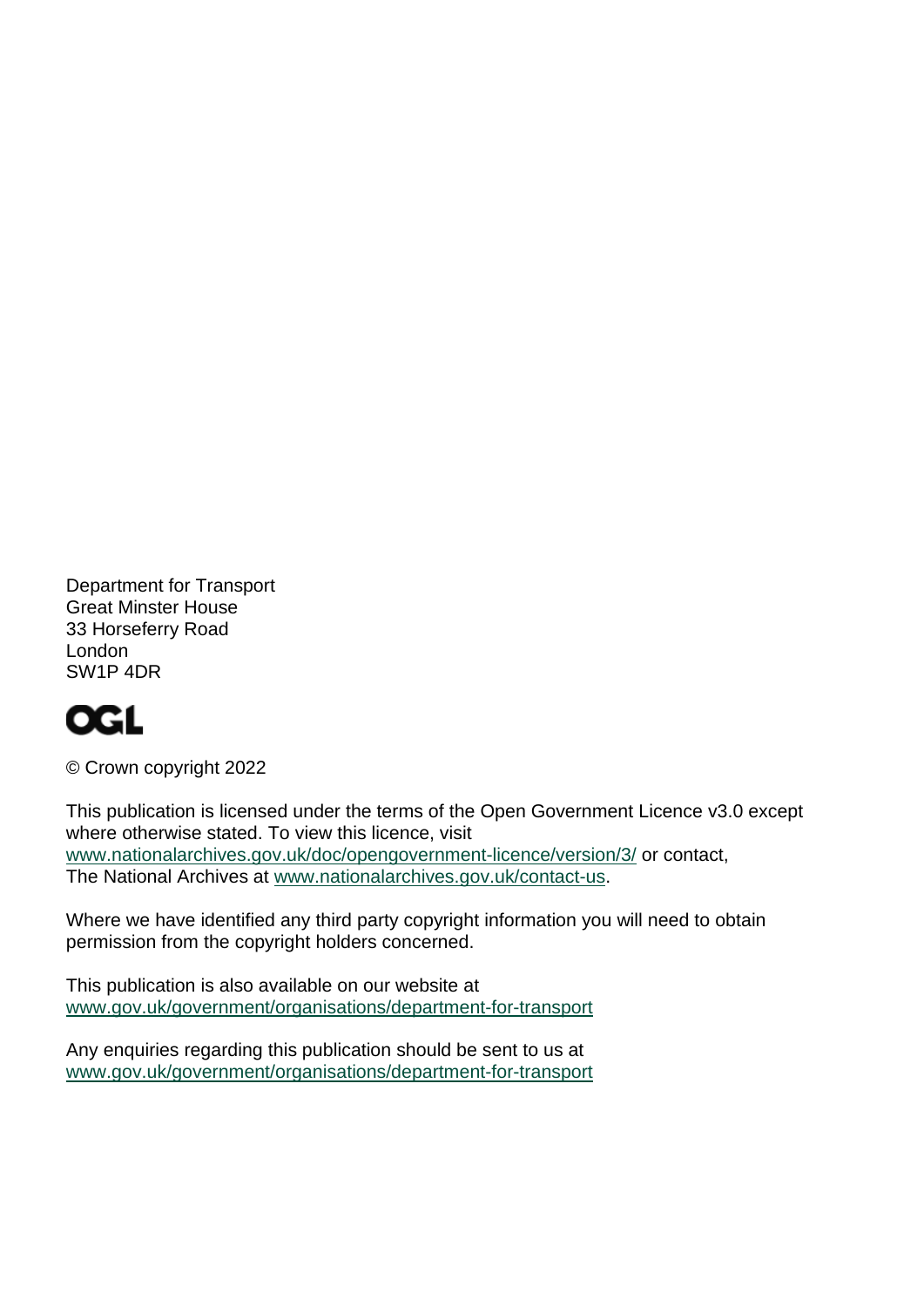Department for Transport
Great Minster House
33 Horseferry Road
London
SW1P 4DR

OGL

© Crown copyright 2022

This publication is licensed under the terms of the Open Government Licence v3.0 except where otherwise stated. To view this licence, visit www.nationalarchives.gov.uk/doc/opengovernment-licence/version/3/ or contact, The National Archives at www.nationalarchives.gov.uk/contact-us.

Where we have identified any third party copyright information you will need to obtain permission from the copyright holders concerned.

This publication is also available on our website at www.gov.uk/government/organisations/department-for-transport

Any enquiries regarding this publication should be sent to us at www.gov.uk/government/organisations/department-for-transport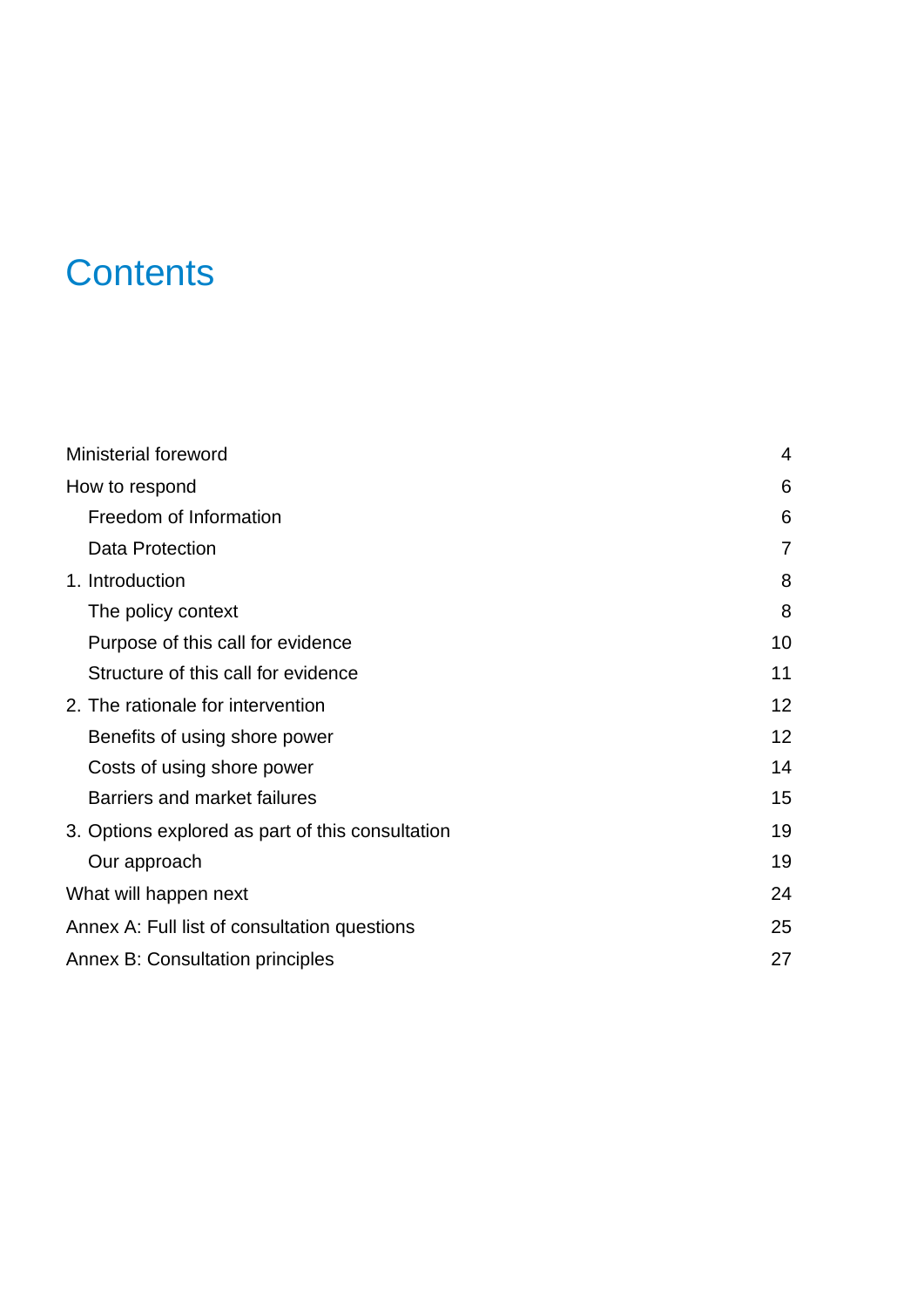# Contents

| | |
|---|---|
| Ministerial foreword | 4 |
| How to respond | 6 |
| Freedom of Information | 6 |
| Data Protection | 7 |
| 1. Introduction | 8 |
| The policy context | 8 |
| Purpose of this call for evidence | 10 |
| Structure of this call for evidence | 11 |
| 2. The rationale for intervention | 12 |
| Benefits of using shore power | 12 |
| Costs of using shore power | 14 |
| Barriers and market failures | 15 |
| 3. Options explored as part of this consultation | 19 |
| Our approach | 19 |
| What will happen next | 24 |
| Annex A: Full list of consultation questions | 25 |
| Annex B: Consultation principles | 27 |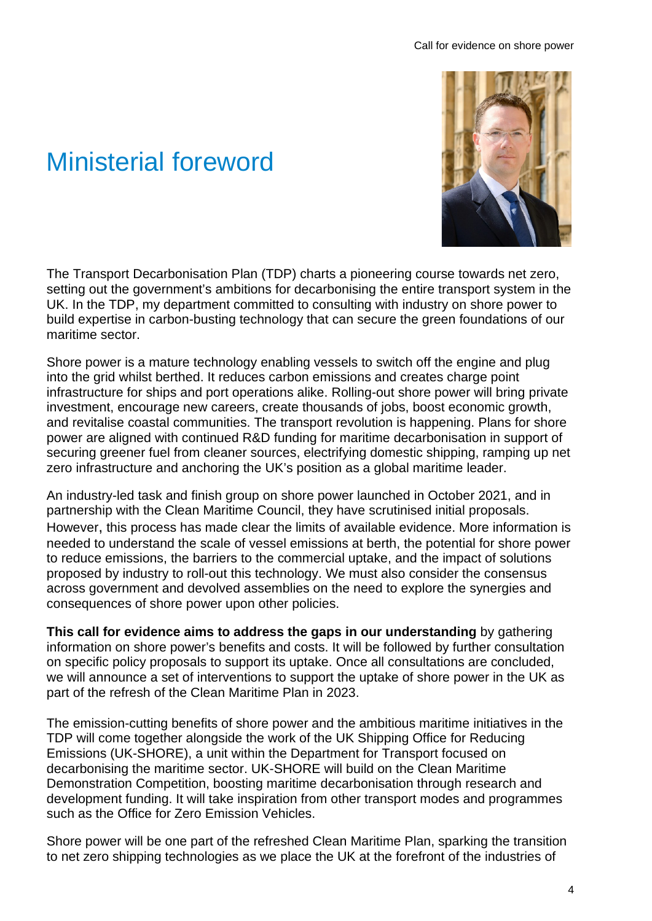# Ministerial foreword

The Transport Decarbonisation Plan (TDP) charts a pioneering course towards net zero, setting out the government's ambitions for decarbonising the entire transport system in the UK. In the TDP, my department committed to consulting with industry on shore power to build expertise in carbon-busting technology that can secure the green foundations of our maritime sector.

Shore power is a mature technology enabling vessels to switch off the engine and plug into the grid whilst berthed. It reduces carbon emissions and creates charge point infrastructure for ships and port operations alike. Rolling-out shore power will bring private investment, encourage new careers, create thousands of jobs, boost economic growth, and revitalise coastal communities. The transport revolution is happening. Plans for shore power are aligned with continued R&D funding for maritime decarbonisation in support of securing greener fuel from cleaner sources, electrifying domestic shipping, ramping up net zero infrastructure and anchoring the UK's position as a global maritime leader.

An industry-led task and finish group on shore power launched in October 2021, and in partnership with the Clean Maritime Council, they have scrutinised initial proposals. However, this process has made clear the limits of available evidence. More information is needed to understand the scale of vessel emissions at berth, the potential for shore power to reduce emissions, the barriers to the commercial uptake, and the impact of solutions proposed by industry to roll-out this technology. We must also consider the consensus across government and devolved assemblies on the need to explore the synergies and consequences of shore power upon other policies.

**This call for evidence aims to address the gaps in our understanding** by gathering information on shore power's benefits and costs. It will be followed by further consultation on specific policy proposals to support its uptake. Once all consultations are concluded, we will announce a set of interventions to support the uptake of shore power in the UK as part of the refresh of the Clean Maritime Plan in 2023.

The emission-cutting benefits of shore power and the ambitious maritime initiatives in the TDP will come together alongside the work of the UK Shipping Office for Reducing Emissions (UK-SHORE), a unit within the Department for Transport focused on decarbonising the maritime sector. UK-SHORE will build on the Clean Maritime Demonstration Competition, boosting maritime decarbonisation through research and development funding. It will take inspiration from other transport modes and programmes such as the Office for Zero Emission Vehicles.

Shore power will be one part of the refreshed Clean Maritime Plan, sparking the transition to net zero shipping technologies as we place the UK at the forefront of the industries of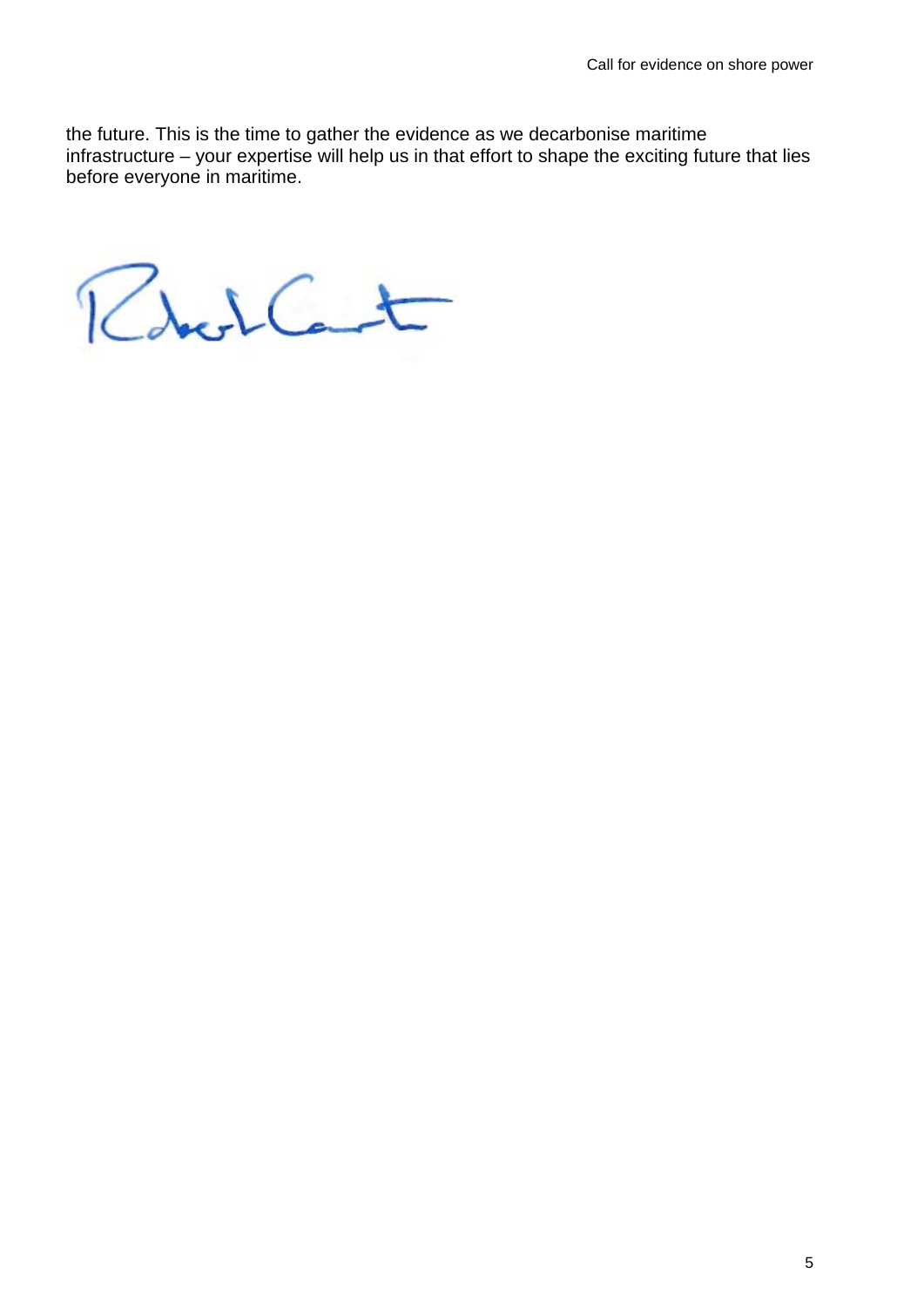the future. This is the time to gather the evidence as we decarbonise maritime infrastructure – your expertise will help us in that effort to shape the exciting future that lies before everyone in maritime.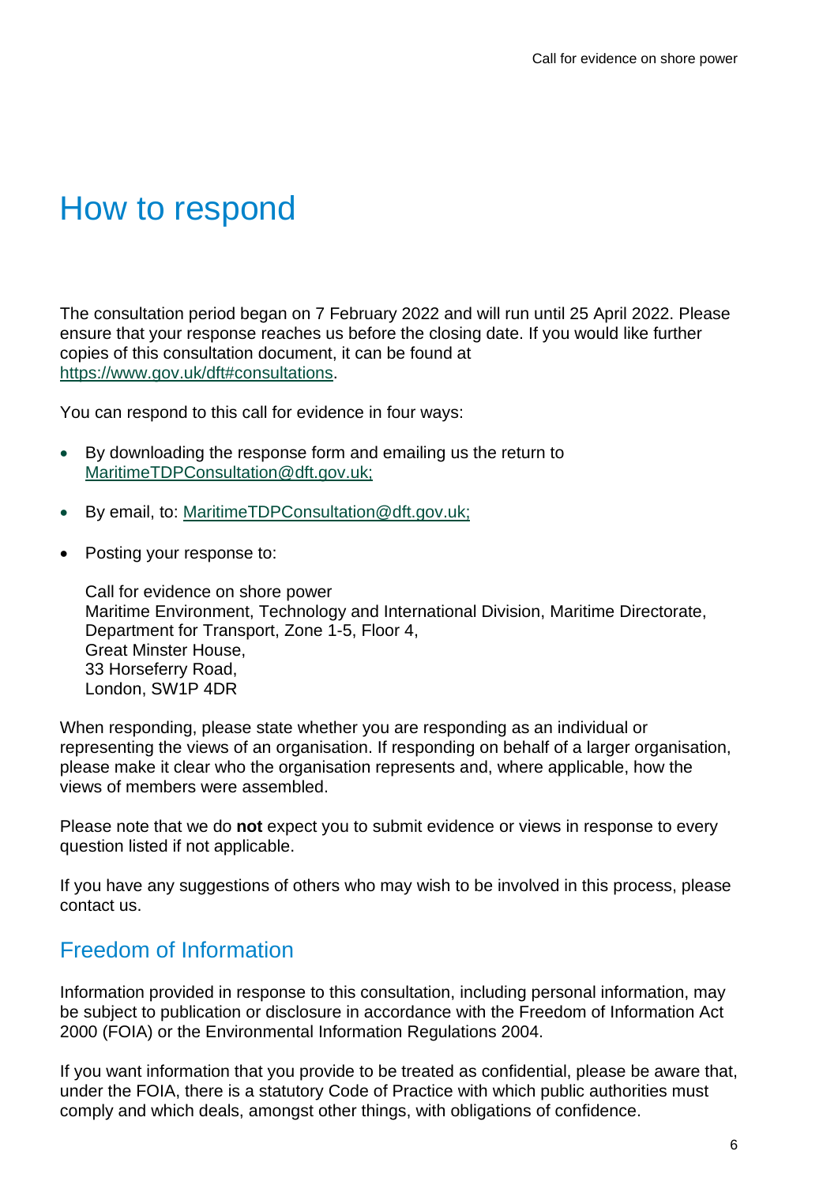# How to respond

The consultation period began on 7 February 2022 and will run until 25 April 2022. Please ensure that your response reaches us before the closing date. If you would like further copies of this consultation document, it can be found at https://www.gov.uk/dft#consultations.

You can respond to this call for evidence in four ways:

- By downloading the response form and emailing us the return to MaritimeTDPConsultation@dft.gov.uk;
- By email, to: MaritimeTDPConsultation@dft.gov.uk;
- Posting your response to:

  Call for evidence on shore power
  Maritime Environment, Technology and International Division, Maritime Directorate,
  Department for Transport, Zone 1-5, Floor 4,
  Great Minster House,
  33 Horseferry Road,
  London, SW1P 4DR

When responding, please state whether you are responding as an individual or representing the views of an organisation. If responding on behalf of a larger organisation, please make it clear who the organisation represents and, where applicable, how the views of members were assembled.

Please note that we do **not** expect you to submit evidence or views in response to every question listed if not applicable.

If you have any suggestions of others who may wish to be involved in this process, please contact us.

## Freedom of Information

Information provided in response to this consultation, including personal information, may be subject to publication or disclosure in accordance with the Freedom of Information Act 2000 (FOIA) or the Environmental Information Regulations 2004.

If you want information that you provide to be treated as confidential, please be aware that, under the FOIA, there is a statutory Code of Practice with which public authorities must comply and which deals, amongst other things, with obligations of confidence.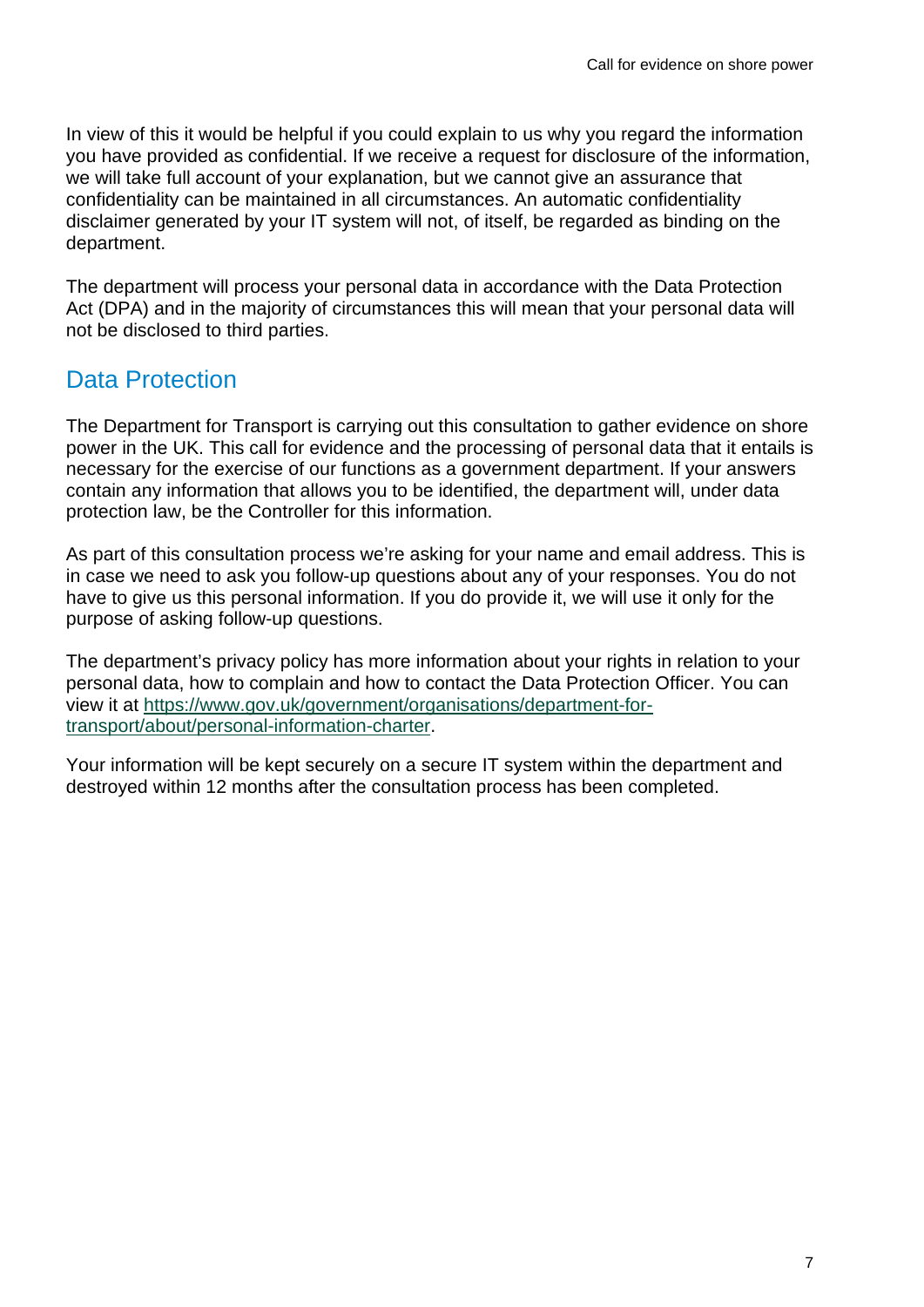In view of this it would be helpful if you could explain to us why you regard the information you have provided as confidential. If we receive a request for disclosure of the information, we will take full account of your explanation, but we cannot give an assurance that confidentiality can be maintained in all circumstances. An automatic confidentiality disclaimer generated by your IT system will not, of itself, be regarded as binding on the department.

The department will process your personal data in accordance with the Data Protection Act (DPA) and in the majority of circumstances this will mean that your personal data will not be disclosed to third parties.

## Data Protection

The Department for Transport is carrying out this consultation to gather evidence on shore power in the UK. This call for evidence and the processing of personal data that it entails is necessary for the exercise of our functions as a government department. If your answers contain any information that allows you to be identified, the department will, under data protection law, be the Controller for this information.

As part of this consultation process we're asking for your name and email address. This is in case we need to ask you follow-up questions about any of your responses. You do not have to give us this personal information. If you do provide it, we will use it only for the purpose of asking follow-up questions.

The department's privacy policy has more information about your rights in relation to your personal data, how to complain and how to contact the Data Protection Officer. You can view it at [https://www.gov.uk/government/organisations/department-for-transport/about/personal-information-charter](https://www.gov.uk/government/organisations/department-for-transport/about/personal-information-charter).

Your information will be kept securely on a secure IT system within the department and destroyed within 12 months after the consultation process has been completed.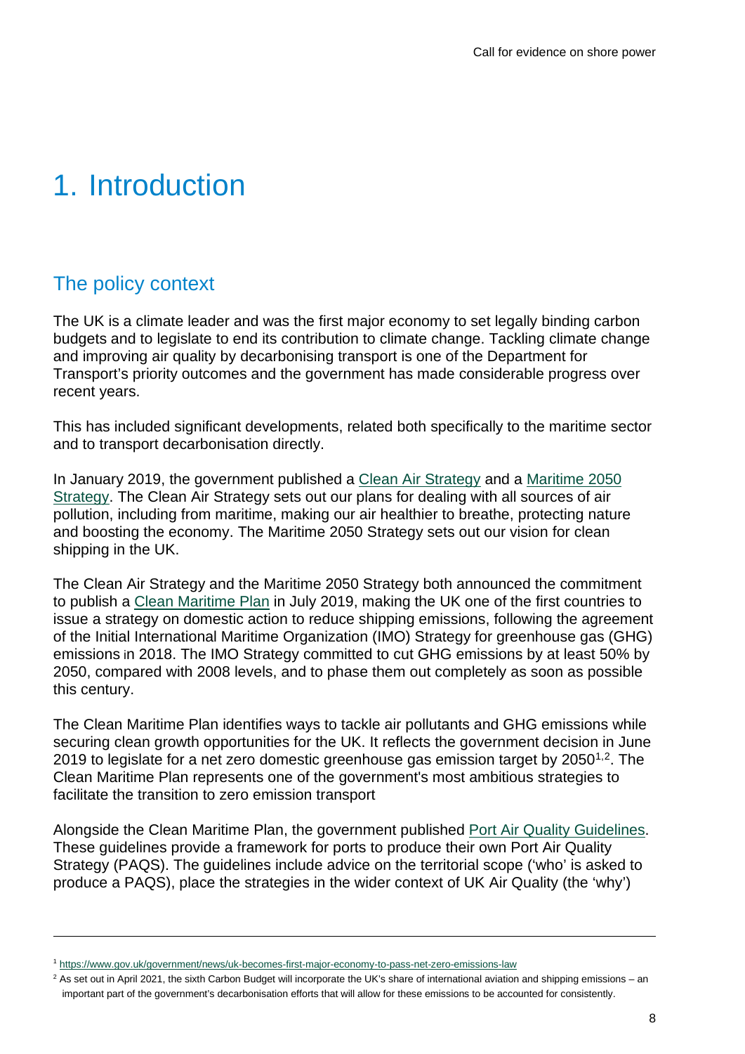# 1. Introduction

## The policy context

The UK is a climate leader and was the first major economy to set legally binding carbon budgets and to legislate to end its contribution to climate change. Tackling climate change and improving air quality by decarbonising transport is one of the Department for Transport's priority outcomes and the government has made considerable progress over recent years.

This has included significant developments, related both specifically to the maritime sector and to transport decarbonisation directly.

In January 2019, the government published a Clean Air Strategy and a Maritime 2050 Strategy. The Clean Air Strategy sets out our plans for dealing with all sources of air pollution, including from maritime, making our air healthier to breathe, protecting nature and boosting the economy. The Maritime 2050 Strategy sets out our vision for clean shipping in the UK.

The Clean Air Strategy and the Maritime 2050 Strategy both announced the commitment to publish a Clean Maritime Plan in July 2019, making the UK one of the first countries to issue a strategy on domestic action to reduce shipping emissions, following the agreement of the Initial International Maritime Organization (IMO) Strategy for greenhouse gas (GHG) emissions in 2018. The IMO Strategy committed to cut GHG emissions by at least 50% by 2050, compared with 2008 levels, and to phase them out completely as soon as possible this century.

The Clean Maritime Plan identifies ways to tackle air pollutants and GHG emissions while securing clean growth opportunities for the UK. It reflects the government decision in June 2019 to legislate for a net zero domestic greenhouse gas emission target by 2050[1,2]. The Clean Maritime Plan represents one of the government's most ambitious strategies to facilitate the transition to zero emission transport

Alongside the Clean Maritime Plan, the government published Port Air Quality Guidelines. These guidelines provide a framework for ports to produce their own Port Air Quality Strategy (PAQS). The guidelines include advice on the territorial scope ('who' is asked to produce a PAQS), place the strategies in the wider context of UK Air Quality (the 'why')

---

[1] https://www.gov.uk/government/news/uk-becomes-first-major-economy-to-pass-net-zero-emissions-law

[2] As set out in April 2021, the sixth Carbon Budget will incorporate the UK's share of international aviation and shipping emissions – an important part of the government's decarbonisation efforts that will allow for these emissions to be accounted for consistently.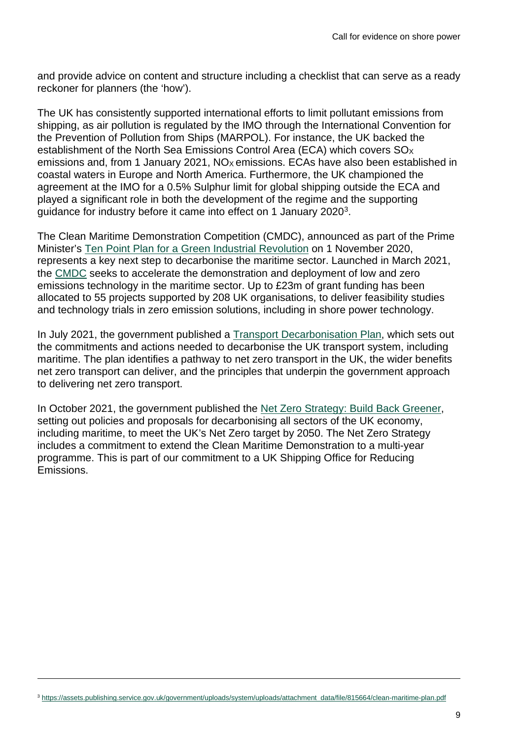and provide advice on content and structure including a checklist that can serve as a ready reckoner for planners (the 'how').

The UK has consistently supported international efforts to limit pollutant emissions from shipping, as air pollution is regulated by the IMO through the International Convention for the Prevention of Pollution from Ships (MARPOL). For instance, the UK backed the establishment of the North Sea Emissions Control Area (ECA) which covers $SO_X$ emissions and, from 1 January 2021, $NO_X$ emissions. ECAs have also been established in coastal waters in Europe and North America. Furthermore, the UK championed the agreement at the IMO for a 0.5% Sulphur limit for global shipping outside the ECA and played a significant role in both the development of the regime and the supporting guidance for industry before it came into effect on 1 January 2020[3].

The Clean Maritime Demonstration Competition (CMDC), announced as part of the Prime Minister's [Ten Point Plan for a Green Industrial Revolution] on 1 November 2020, represents a key next step to decarbonise the maritime sector. Launched in March 2021, the [CMDC] seeks to accelerate the demonstration and deployment of low and zero emissions technology in the maritime sector. Up to £23m of grant funding has been allocated to 55 projects supported by 208 UK organisations, to deliver feasibility studies and technology trials in zero emission solutions, including in shore power technology.

In July 2021, the government published a [Transport Decarbonisation Plan], which sets out the commitments and actions needed to decarbonise the UK transport system, including maritime. The plan identifies a pathway to net zero transport in the UK, the wider benefits net zero transport can deliver, and the principles that underpin the government approach to delivering net zero transport.

In October 2021, the government published the [Net Zero Strategy: Build Back Greener], setting out policies and proposals for decarbonising all sectors of the UK economy, including maritime, to meet the UK's Net Zero target by 2050. The Net Zero Strategy includes a commitment to extend the Clean Maritime Demonstration to a multi-year programme. This is part of our commitment to a UK Shipping Office for Reducing Emissions.

---

[3] https://assets.publishing.service.gov.uk/government/uploads/system/uploads/attachment_data/file/815664/clean-maritime-plan.pdf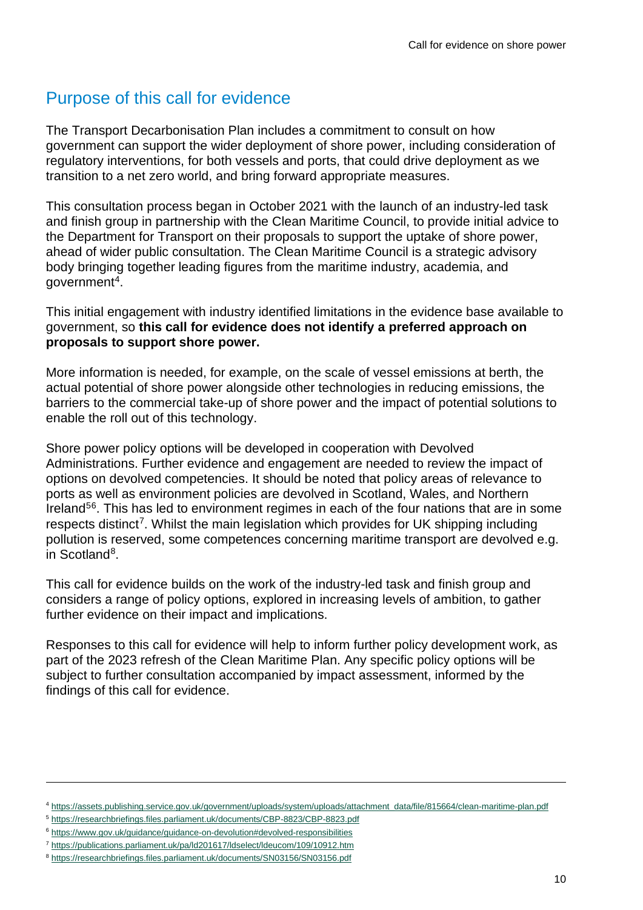## Purpose of this call for evidence

The Transport Decarbonisation Plan includes a commitment to consult on how government can support the wider deployment of shore power, including consideration of regulatory interventions, for both vessels and ports, that could drive deployment as we transition to a net zero world, and bring forward appropriate measures.

This consultation process began in October 2021 with the launch of an industry-led task and finish group in partnership with the Clean Maritime Council, to provide initial advice to the Department for Transport on their proposals to support the uptake of shore power, ahead of wider public consultation. The Clean Maritime Council is a strategic advisory body bringing together leading figures from the maritime industry, academia, and government[4].

This initial engagement with industry identified limitations in the evidence base available to government, so **this call for evidence does not identify a preferred approach on proposals to support shore power.**

More information is needed, for example, on the scale of vessel emissions at berth, the actual potential of shore power alongside other technologies in reducing emissions, the barriers to the commercial take-up of shore power and the impact of potential solutions to enable the roll out of this technology.

Shore power policy options will be developed in cooperation with Devolved Administrations. Further evidence and engagement are needed to review the impact of options on devolved competencies. It should be noted that policy areas of relevance to ports as well as environment policies are devolved in Scotland, Wales, and Northern Ireland[5][6]. This has led to environment regimes in each of the four nations that are in some respects distinct[7]. Whilst the main legislation which provides for UK shipping including pollution is reserved, some competences concerning maritime transport are devolved e.g. in Scotland[8].

This call for evidence builds on the work of the industry-led task and finish group and considers a range of policy options, explored in increasing levels of ambition, to gather further evidence on their impact and implications.

Responses to this call for evidence will help to inform further policy development work, as part of the 2023 refresh of the Clean Maritime Plan. Any specific policy options will be subject to further consultation accompanied by impact assessment, informed by the findings of this call for evidence.

---

[4] https://assets.publishing.service.gov.uk/government/uploads/system/uploads/attachment_data/file/815664/clean-maritime-plan.pdf

[5] https://researchbriefings.files.parliament.uk/documents/CBP-8823/CBP-8823.pdf

[6] https://www.gov.uk/guidance/guidance-on-devolution#devolved-responsibilities

[7] https://publications.parliament.uk/pa/ld201617/ldselect/ldeucom/109/10912.htm

[8] https://researchbriefings.files.parliament.uk/documents/SN03156/SN03156.pdf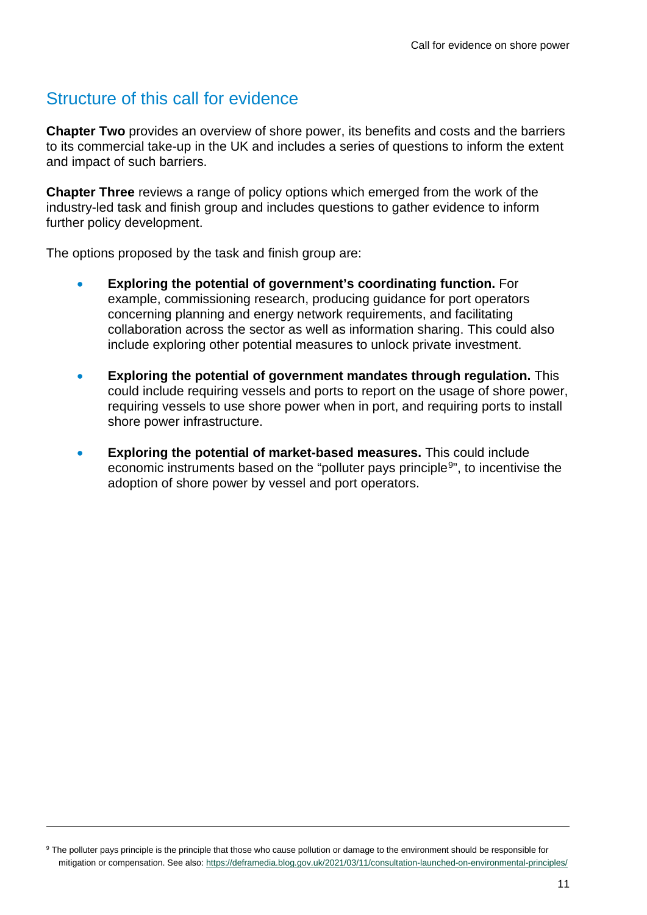## Structure of this call for evidence

**Chapter Two** provides an overview of shore power, its benefits and costs and the barriers to its commercial take-up in the UK and includes a series of questions to inform the extent and impact of such barriers.

**Chapter Three** reviews a range of policy options which emerged from the work of the industry-led task and finish group and includes questions to gather evidence to inform further policy development.

The options proposed by the task and finish group are:

- **Exploring the potential of government's coordinating function.** For example, commissioning research, producing guidance for port operators concerning planning and energy network requirements, and facilitating collaboration across the sector as well as information sharing. This could also include exploring other potential measures to unlock private investment.
- **Exploring the potential of government mandates through regulation.** This could include requiring vessels and ports to report on the usage of shore power, requiring vessels to use shore power when in port, and requiring ports to install shore power infrastructure.
- **Exploring the potential of market-based measures.** This could include economic instruments based on the "polluter pays principle[9]", to incentivise the adoption of shore power by vessel and port operators.

---

[9] The polluter pays principle is the principle that those who cause pollution or damage to the environment should be responsible for mitigation or compensation. See also: https://deframedia.blog.gov.uk/2021/03/11/consultation-launched-on-environmental-principles/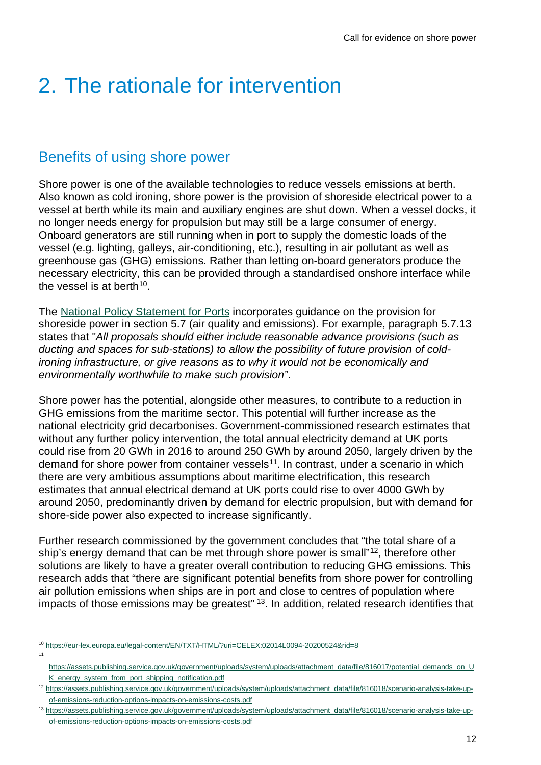# 2. The rationale for intervention

## Benefits of using shore power

Shore power is one of the available technologies to reduce vessels emissions at berth. Also known as cold ironing, shore power is the provision of shoreside electrical power to a vessel at berth while its main and auxiliary engines are shut down. When a vessel docks, it no longer needs energy for propulsion but may still be a large consumer of energy. Onboard generators are still running when in port to supply the domestic loads of the vessel (e.g. lighting, galleys, air-conditioning, etc.), resulting in air pollutant as well as greenhouse gas (GHG) emissions. Rather than letting on-board generators produce the necessary electricity, this can be provided through a standardised onshore interface while the vessel is at berth[10].

The National Policy Statement for Ports incorporates guidance on the provision for shoreside power in section 5.7 (air quality and emissions). For example, paragraph 5.7.13 states that "*All proposals should either include reasonable advance provisions (such as ducting and spaces for sub-stations) to allow the possibility of future provision of cold-ironing infrastructure, or give reasons as to why it would not be economically and environmentally worthwhile to make such provision"*.

Shore power has the potential, alongside other measures, to contribute to a reduction in GHG emissions from the maritime sector. This potential will further increase as the national electricity grid decarbonises. Government-commissioned research estimates that without any further policy intervention, the total annual electricity demand at UK ports could rise from 20 GWh in 2016 to around 250 GWh by around 2050, largely driven by the demand for shore power from container vessels[11]. In contrast, under a scenario in which there are very ambitious assumptions about maritime electrification, this research estimates that annual electrical demand at UK ports could rise to over 4000 GWh by around 2050, predominantly driven by demand for electric propulsion, but with demand for shore-side power also expected to increase significantly.

Further research commissioned by the government concludes that "the total share of a ship's energy demand that can be met through shore power is small"[12], therefore other solutions are likely to have a greater overall contribution to reducing GHG emissions. This research adds that "there are significant potential benefits from shore power for controlling air pollution emissions when ships are in port and close to centres of population where impacts of those emissions may be greatest" [13]. In addition, related research identifies that

---

[10] https://eur-lex.europa.eu/legal-content/EN/TXT/HTML/?uri=CELEX:02014L0094-20200524&rid=8

[11] https://assets.publishing.service.gov.uk/government/uploads/system/uploads/attachment_data/file/816017/potential_demands_on_UK_energy_system_from_port_shipping_notification.pdf

[12] https://assets.publishing.service.gov.uk/government/uploads/system/uploads/attachment_data/file/816018/scenario-analysis-take-up-of-emissions-reduction-options-impacts-on-emissions-costs.pdf

[13] https://assets.publishing.service.gov.uk/government/uploads/system/uploads/attachment_data/file/816018/scenario-analysis-take-up-of-emissions-reduction-options-impacts-on-emissions-costs.pdf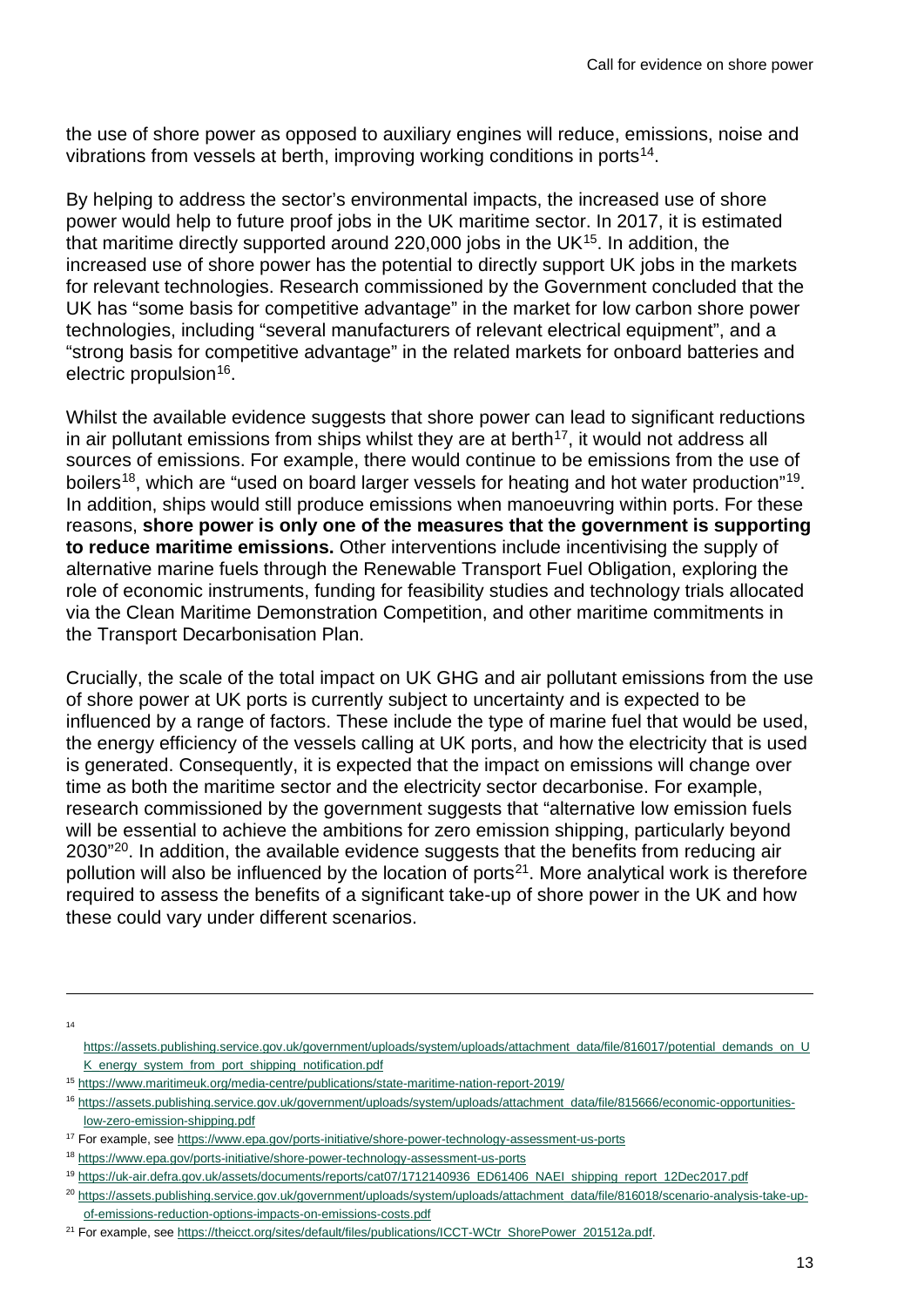the use of shore power as opposed to auxiliary engines will reduce, emissions, noise and vibrations from vessels at berth, improving working conditions in ports[14].

By helping to address the sector's environmental impacts, the increased use of shore power would help to future proof jobs in the UK maritime sector. In 2017, it is estimated that maritime directly supported around 220,000 jobs in the UK[15]. In addition, the increased use of shore power has the potential to directly support UK jobs in the markets for relevant technologies. Research commissioned by the Government concluded that the UK has "some basis for competitive advantage" in the market for low carbon shore power technologies, including "several manufacturers of relevant electrical equipment", and a "strong basis for competitive advantage" in the related markets for onboard batteries and electric propulsion[16].

Whilst the available evidence suggests that shore power can lead to significant reductions in air pollutant emissions from ships whilst they are at berth[17], it would not address all sources of emissions. For example, there would continue to be emissions from the use of boilers[18], which are "used on board larger vessels for heating and hot water production"[19]. In addition, ships would still produce emissions when manoeuvring within ports. For these reasons, **shore power is only one of the measures that the government is supporting to reduce maritime emissions.** Other interventions include incentivising the supply of alternative marine fuels through the Renewable Transport Fuel Obligation, exploring the role of economic instruments, funding for feasibility studies and technology trials allocated via the Clean Maritime Demonstration Competition, and other maritime commitments in the Transport Decarbonisation Plan.

Crucially, the scale of the total impact on UK GHG and air pollutant emissions from the use of shore power at UK ports is currently subject to uncertainty and is expected to be influenced by a range of factors. These include the type of marine fuel that would be used, the energy efficiency of the vessels calling at UK ports, and how the electricity that is used is generated. Consequently, it is expected that the impact on emissions will change over time as both the maritime sector and the electricity sector decarbonise. For example, research commissioned by the government suggests that "alternative low emission fuels will be essential to achieve the ambitions for zero emission shipping, particularly beyond 2030"[20]. In addition, the available evidence suggests that the benefits from reducing air pollution will also be influenced by the location of ports[21]. More analytical work is therefore required to assess the benefits of a significant take-up of shore power in the UK and how these could vary under different scenarios.

---

[14] https://assets.publishing.service.gov.uk/government/uploads/system/uploads/attachment_data/file/816017/potential_demands_on_UK_energy_system_from_port_shipping_notification.pdf

[15] https://www.maritimeuk.org/media-centre/publications/state-maritime-nation-report-2019/

[16] https://assets.publishing.service.gov.uk/government/uploads/system/uploads/attachment_data/file/815666/economic-opportunities-low-zero-emission-shipping.pdf

[17] For example, see https://www.epa.gov/ports-initiative/shore-power-technology-assessment-us-ports

[18] https://www.epa.gov/ports-initiative/shore-power-technology-assessment-us-ports

[19] https://uk-air.defra.gov.uk/assets/documents/reports/cat07/1712140936_ED61406_NAEI_shipping_report_12Dec2017.pdf

[20] https://assets.publishing.service.gov.uk/government/uploads/system/uploads/attachment_data/file/816018/scenario-analysis-take-up-of-emissions-reduction-options-impacts-on-emissions-costs.pdf

[21] For example, see https://theicct.org/sites/default/files/publications/ICCT-WCtr_ShorePower_201512a.pdf.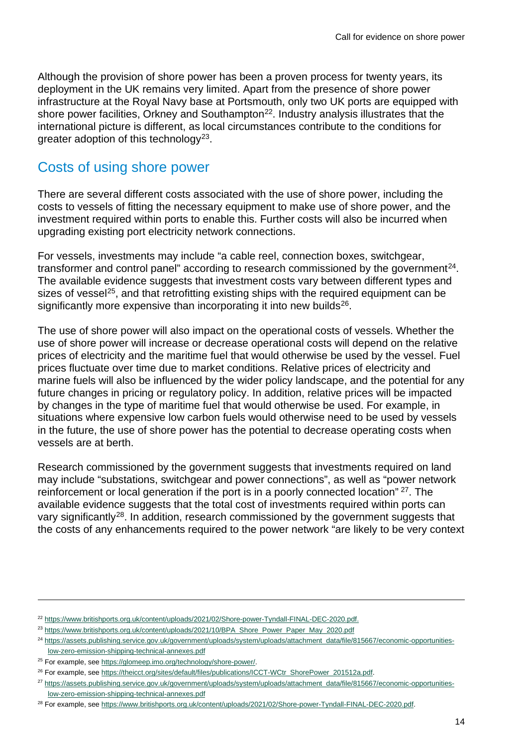Although the provision of shore power has been a proven process for twenty years, its deployment in the UK remains very limited. Apart from the presence of shore power infrastructure at the Royal Navy base at Portsmouth, only two UK ports are equipped with shore power facilities, Orkney and Southampton[22]. Industry analysis illustrates that the international picture is different, as local circumstances contribute to the conditions for greater adoption of this technology[23].

## Costs of using shore power

There are several different costs associated with the use of shore power, including the costs to vessels of fitting the necessary equipment to make use of shore power, and the investment required within ports to enable this. Further costs will also be incurred when upgrading existing port electricity network connections.

For vessels, investments may include "a cable reel, connection boxes, switchgear, transformer and control panel" according to research commissioned by the government[24]. The available evidence suggests that investment costs vary between different types and sizes of vessel[25], and that retrofitting existing ships with the required equipment can be significantly more expensive than incorporating it into new builds[26].

The use of shore power will also impact on the operational costs of vessels. Whether the use of shore power will increase or decrease operational costs will depend on the relative prices of electricity and the maritime fuel that would otherwise be used by the vessel. Fuel prices fluctuate over time due to market conditions. Relative prices of electricity and marine fuels will also be influenced by the wider policy landscape, and the potential for any future changes in pricing or regulatory policy. In addition, relative prices will be impacted by changes in the type of maritime fuel that would otherwise be used. For example, in situations where expensive low carbon fuels would otherwise need to be used by vessels in the future, the use of shore power has the potential to decrease operating costs when vessels are at berth.

Research commissioned by the government suggests that investments required on land may include "substations, switchgear and power connections", as well as "power network reinforcement or local generation if the port is in a poorly connected location" [27]. The available evidence suggests that the total cost of investments required within ports can vary significantly[28]. In addition, research commissioned by the government suggests that the costs of any enhancements required to the power network "are likely to be very context

---

[22] https://www.britishports.org.uk/content/uploads/2021/02/Shore-power-Tyndall-FINAL-DEC-2020.pdf.

[23] https://www.britishports.org.uk/content/uploads/2021/10/BPA_Shore_Power_Paper_May_2020.pdf

[24] https://assets.publishing.service.gov.uk/government/uploads/system/uploads/attachment_data/file/815667/economic-opportunities-low-zero-emission-shipping-technical-annexes.pdf

[25] For example, see https://glomeep.imo.org/technology/shore-power/.

[26] For example, see https://theicct.org/sites/default/files/publications/ICCT-WCtr_ShorePower_201512a.pdf.

[27] https://assets.publishing.service.gov.uk/government/uploads/system/uploads/attachment_data/file/815667/economic-opportunities-low-zero-emission-shipping-technical-annexes.pdf

[28] For example, see https://www.britishports.org.uk/content/uploads/2021/02/Shore-power-Tyndall-FINAL-DEC-2020.pdf.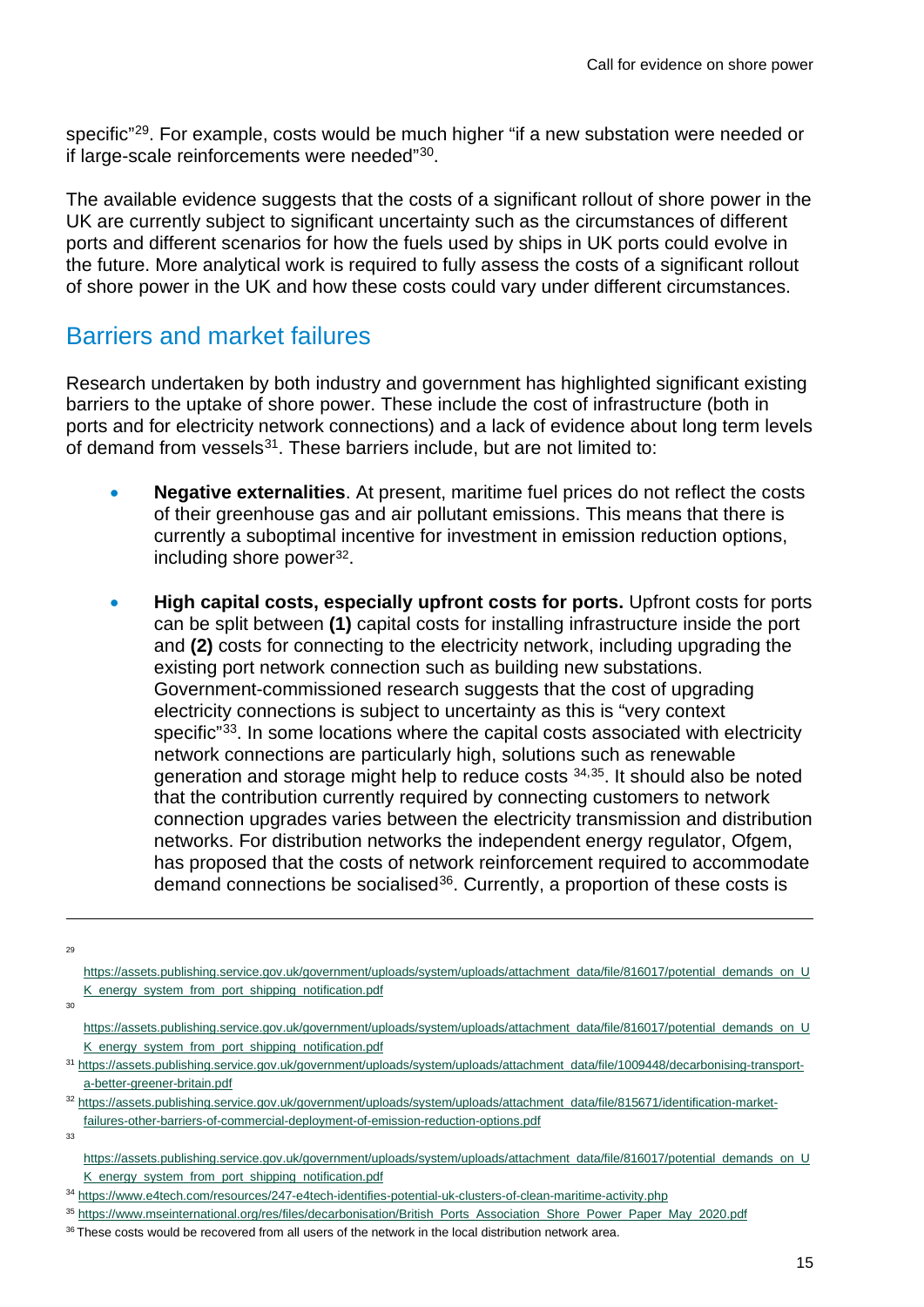specific"[29]. For example, costs would be much higher "if a new substation were needed or if large-scale reinforcements were needed"[30].

The available evidence suggests that the costs of a significant rollout of shore power in the UK are currently subject to significant uncertainty such as the circumstances of different ports and different scenarios for how the fuels used by ships in UK ports could evolve in the future. More analytical work is required to fully assess the costs of a significant rollout of shore power in the UK and how these costs could vary under different circumstances.

## Barriers and market failures

Research undertaken by both industry and government has highlighted significant existing barriers to the uptake of shore power. These include the cost of infrastructure (both in ports and for electricity network connections) and a lack of evidence about long term levels of demand from vessels[31]. These barriers include, but are not limited to:

- **Negative externalities**. At present, maritime fuel prices do not reflect the costs of their greenhouse gas and air pollutant emissions. This means that there is currently a suboptimal incentive for investment in emission reduction options, including shore power[32].

- **High capital costs, especially upfront costs for ports.** Upfront costs for ports can be split between **(1)** capital costs for installing infrastructure inside the port and **(2)** costs for connecting to the electricity network, including upgrading the existing port network connection such as building new substations. Government-commissioned research suggests that the cost of upgrading electricity connections is subject to uncertainty as this is "very context specific"[33]. In some locations where the capital costs associated with electricity network connections are particularly high, solutions such as renewable generation and storage might help to reduce costs [34,35]. It should also be noted that the contribution currently required by connecting customers to network connection upgrades varies between the electricity transmission and distribution networks. For distribution networks the independent energy regulator, Ofgem, has proposed that the costs of network reinforcement required to accommodate demand connections be socialised[36]. Currently, a proportion of these costs is

---

[29] https://assets.publishing.service.gov.uk/government/uploads/system/uploads/attachment_data/file/816017/potential_demands_on_UK_energy_system_from_port_shipping_notification.pdf

[30] https://assets.publishing.service.gov.uk/government/uploads/system/uploads/attachment_data/file/816017/potential_demands_on_UK_energy_system_from_port_shipping_notification.pdf

[31] https://assets.publishing.service.gov.uk/government/uploads/system/uploads/attachment_data/file/1009448/decarbonising-transport-a-better-greener-britain.pdf

[32] https://assets.publishing.service.gov.uk/government/uploads/system/uploads/attachment_data/file/815671/identification-market-failures-other-barriers-of-commercial-deployment-of-emission-reduction-options.pdf

[33] https://assets.publishing.service.gov.uk/government/uploads/system/uploads/attachment_data/file/816017/potential_demands_on_UK_energy_system_from_port_shipping_notification.pdf

[34] https://www.e4tech.com/resources/247-e4tech-identifies-potential-uk-clusters-of-clean-maritime-activity.php

[35] https://www.mseinternational.org/res/files/decarbonisation/British_Ports_Association_Shore_Power_Paper_May_2020.pdf

[36] These costs would be recovered from all users of the network in the local distribution network area.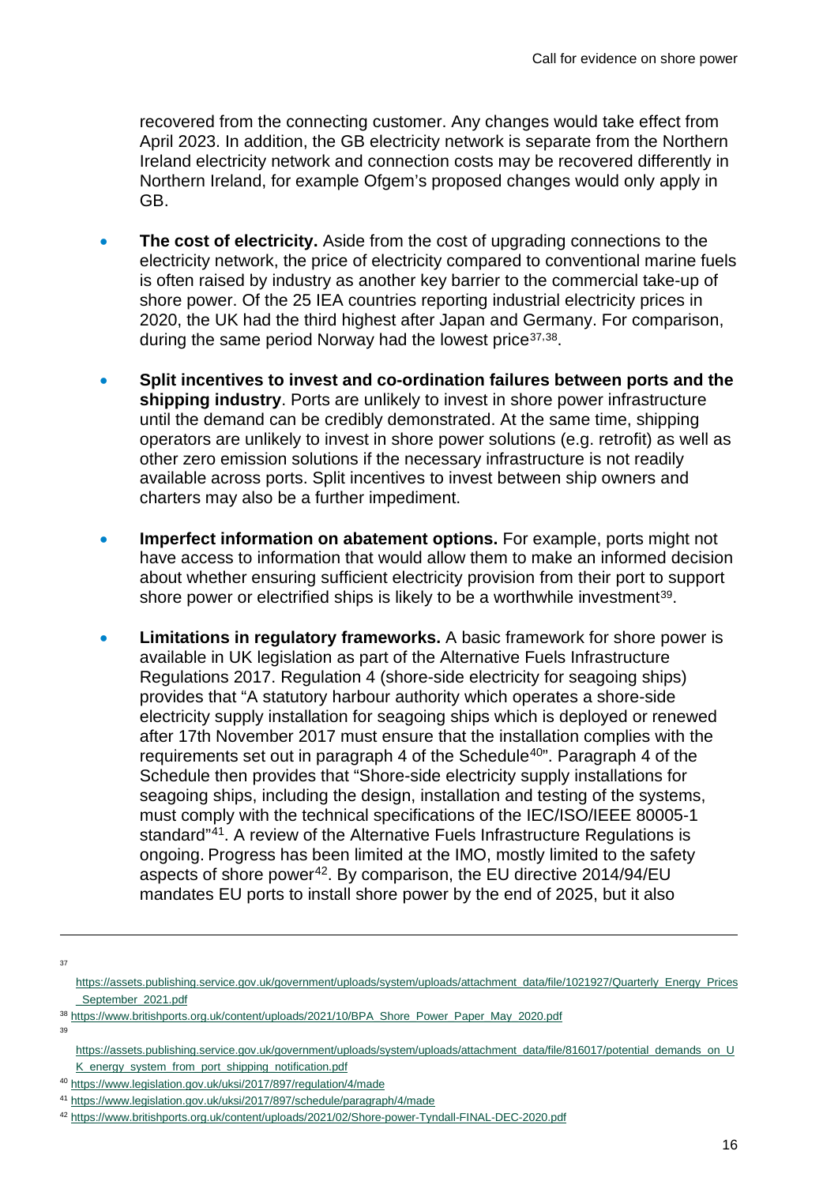recovered from the connecting customer. Any changes would take effect from April 2023. In addition, the GB electricity network is separate from the Northern Ireland electricity network and connection costs may be recovered differently in Northern Ireland, for example Ofgem's proposed changes would only apply in GB.

- **The cost of electricity.** Aside from the cost of upgrading connections to the electricity network, the price of electricity compared to conventional marine fuels is often raised by industry as another key barrier to the commercial take-up of shore power. Of the 25 IEA countries reporting industrial electricity prices in 2020, the UK had the third highest after Japan and Germany. For comparison, during the same period Norway had the lowest price[37,38].

- **Split incentives to invest and co-ordination failures between ports and the shipping industry**. Ports are unlikely to invest in shore power infrastructure until the demand can be credibly demonstrated. At the same time, shipping operators are unlikely to invest in shore power solutions (e.g. retrofit) as well as other zero emission solutions if the necessary infrastructure is not readily available across ports. Split incentives to invest between ship owners and charters may also be a further impediment.

- **Imperfect information on abatement options.** For example, ports might not have access to information that would allow them to make an informed decision about whether ensuring sufficient electricity provision from their port to support shore power or electrified ships is likely to be a worthwhile investment[39].

- **Limitations in regulatory frameworks.** A basic framework for shore power is available in UK legislation as part of the Alternative Fuels Infrastructure Regulations 2017. Regulation 4 (shore-side electricity for seagoing ships) provides that "A statutory harbour authority which operates a shore-side electricity supply installation for seagoing ships which is deployed or renewed after 17th November 2017 must ensure that the installation complies with the requirements set out in paragraph 4 of the Schedule[40]". Paragraph 4 of the Schedule then provides that "Shore-side electricity supply installations for seagoing ships, including the design, installation and testing of the systems, must comply with the technical specifications of the IEC/ISO/IEEE 80005-1 standard"[41]. A review of the Alternative Fuels Infrastructure Regulations is ongoing. Progress has been limited at the IMO, mostly limited to the safety aspects of shore power[42]. By comparison, the EU directive 2014/94/EU mandates EU ports to install shore power by the end of 2025, but it also

---

[37] https://assets.publishing.service.gov.uk/government/uploads/system/uploads/attachment_data/file/1021927/Quarterly_Energy_Prices_September_2021.pdf

[38] https://www.britishports.org.uk/content/uploads/2021/10/BPA_Shore_Power_Paper_May_2020.pdf

[39] https://assets.publishing.service.gov.uk/government/uploads/system/uploads/attachment_data/file/816017/potential_demands_on_UK_energy_system_from_port_shipping_notification.pdf

[40] https://www.legislation.gov.uk/uksi/2017/897/regulation/4/made

[41] https://www.legislation.gov.uk/uksi/2017/897/schedule/paragraph/4/made

[42] https://www.britishports.org.uk/content/uploads/2021/02/Shore-power-Tyndall-FINAL-DEC-2020.pdf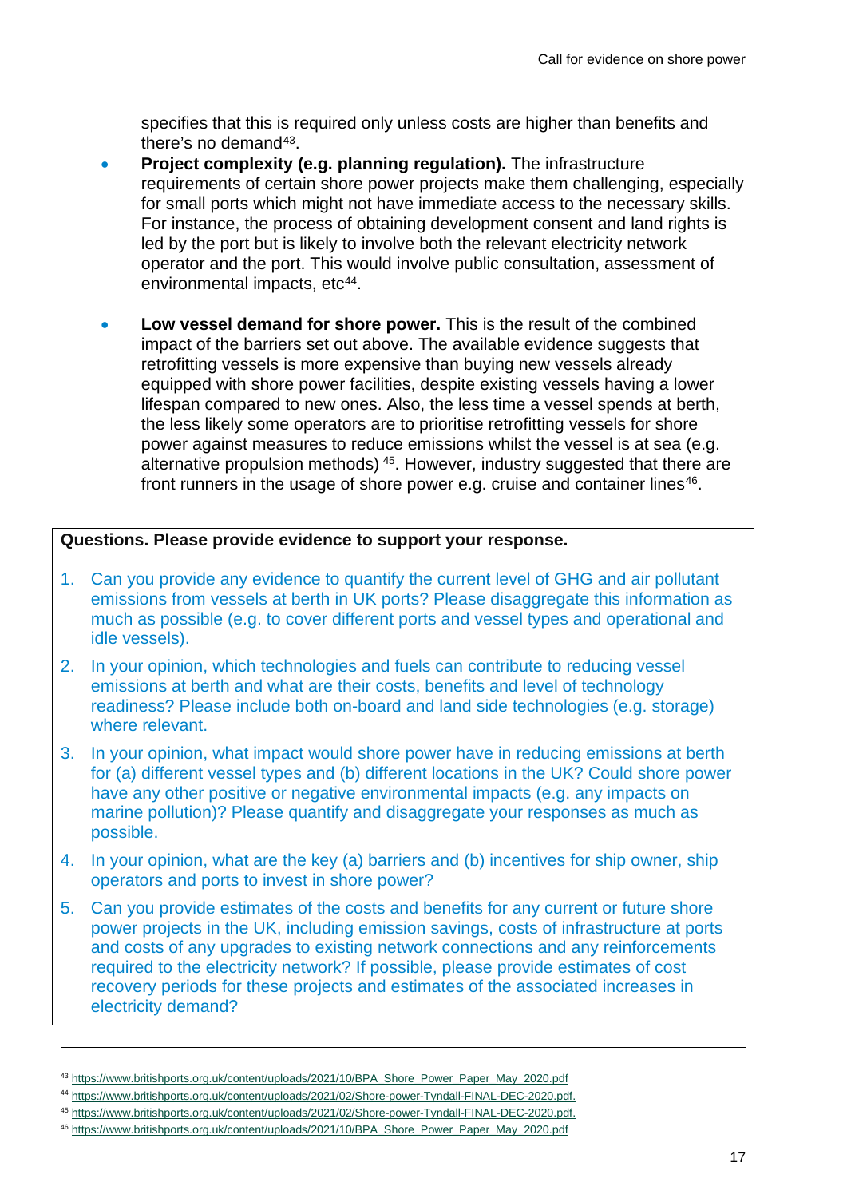specifies that this is required only unless costs are higher than benefits and there's no demand[43].

- **Project complexity (e.g. planning regulation).** The infrastructure requirements of certain shore power projects make them challenging, especially for small ports which might not have immediate access to the necessary skills. For instance, the process of obtaining development consent and land rights is led by the port but is likely to involve both the relevant electricity network operator and the port. This would involve public consultation, assessment of environmental impacts, etc[44].

- **Low vessel demand for shore power.** This is the result of the combined impact of the barriers set out above. The available evidence suggests that retrofitting vessels is more expensive than buying new vessels already equipped with shore power facilities, despite existing vessels having a lower lifespan compared to new ones. Also, the less time a vessel spends at berth, the less likely some operators are to prioritise retrofitting vessels for shore power against measures to reduce emissions whilst the vessel is at sea (e.g. alternative propulsion methods) [45]. However, industry suggested that there are front runners in the usage of shore power e.g. cruise and container lines[46].

**Questions. Please provide evidence to support your response.**

1. Can you provide any evidence to quantify the current level of GHG and air pollutant emissions from vessels at berth in UK ports? Please disaggregate this information as much as possible (e.g. to cover different ports and vessel types and operational and idle vessels).
2. In your opinion, which technologies and fuels can contribute to reducing vessel emissions at berth and what are their costs, benefits and level of technology readiness? Please include both on-board and land side technologies (e.g. storage) where relevant.
3. In your opinion, what impact would shore power have in reducing emissions at berth for (a) different vessel types and (b) different locations in the UK? Could shore power have any other positive or negative environmental impacts (e.g. any impacts on marine pollution)? Please quantify and disaggregate your responses as much as possible.
4. In your opinion, what are the key (a) barriers and (b) incentives for ship owner, ship operators and ports to invest in shore power?
5. Can you provide estimates of the costs and benefits for any current or future shore power projects in the UK, including emission savings, costs of infrastructure at ports and costs of any upgrades to existing network connections and any reinforcements required to the electricity network? If possible, please provide estimates of cost recovery periods for these projects and estimates of the associated increases in electricity demand?

---

[43] https://www.britishports.org.uk/content/uploads/2021/10/BPA_Shore_Power_Paper_May_2020.pdf

[44] https://www.britishports.org.uk/content/uploads/2021/02/Shore-power-Tyndall-FINAL-DEC-2020.pdf.

[45] https://www.britishports.org.uk/content/uploads/2021/02/Shore-power-Tyndall-FINAL-DEC-2020.pdf.

[46] https://www.britishports.org.uk/content/uploads/2021/10/BPA_Shore_Power_Paper_May_2020.pdf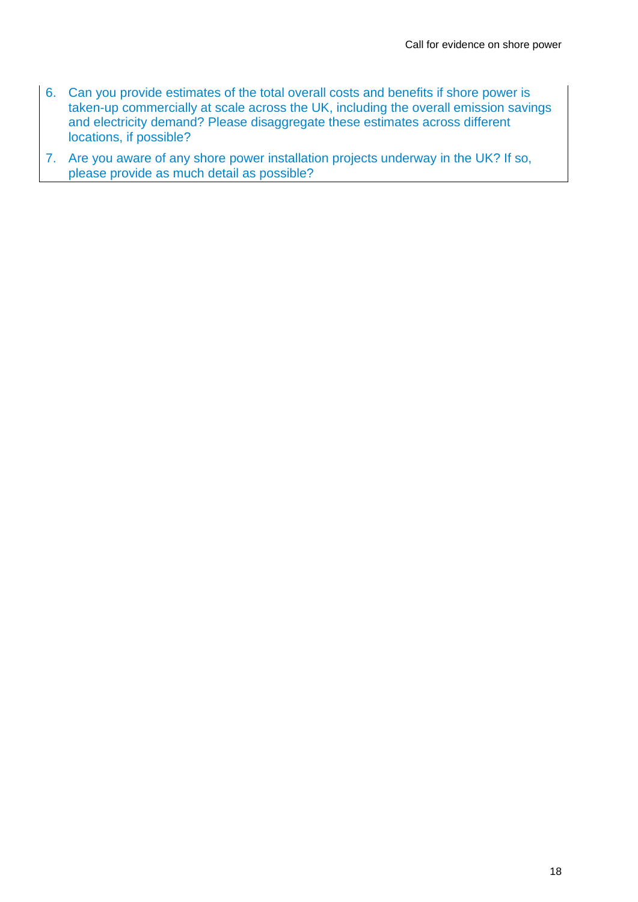6. Can you provide estimates of the total overall costs and benefits if shore power is taken-up commercially at scale across the UK, including the overall emission savings and electricity demand? Please disaggregate these estimates across different locations, if possible?
7. Are you aware of any shore power installation projects underway in the UK? If so, please provide as much detail as possible?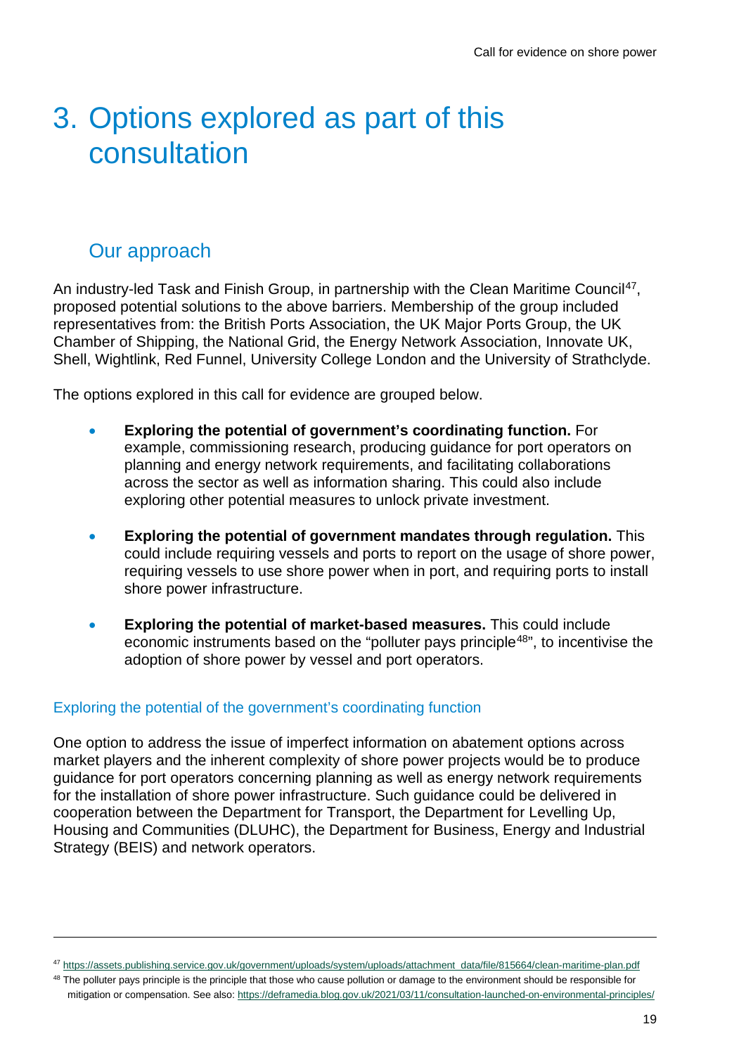# 3. Options explored as part of this consultation

## Our approach

An industry-led Task and Finish Group, in partnership with the Clean Maritime Council[47], proposed potential solutions to the above barriers. Membership of the group included representatives from: the British Ports Association, the UK Major Ports Group, the UK Chamber of Shipping, the National Grid, the Energy Network Association, Innovate UK, Shell, Wightlink, Red Funnel, University College London and the University of Strathclyde.

The options explored in this call for evidence are grouped below.

- **Exploring the potential of government's coordinating function.** For example, commissioning research, producing guidance for port operators on planning and energy network requirements, and facilitating collaborations across the sector as well as information sharing. This could also include exploring other potential measures to unlock private investment.

- **Exploring the potential of government mandates through regulation.** This could include requiring vessels and ports to report on the usage of shore power, requiring vessels to use shore power when in port, and requiring ports to install shore power infrastructure.

- **Exploring the potential of market-based measures.** This could include economic instruments based on the "polluter pays principle[48]", to incentivise the adoption of shore power by vessel and port operators.

### Exploring the potential of the government's coordinating function

One option to address the issue of imperfect information on abatement options across market players and the inherent complexity of shore power projects would be to produce guidance for port operators concerning planning as well as energy network requirements for the installation of shore power infrastructure. Such guidance could be delivered in cooperation between the Department for Transport, the Department for Levelling Up, Housing and Communities (DLUHC), the Department for Business, Energy and Industrial Strategy (BEIS) and network operators.

---

[47] https://assets.publishing.service.gov.uk/government/uploads/system/uploads/attachment_data/file/815664/clean-maritime-plan.pdf

[48] The polluter pays principle is the principle that those who cause pollution or damage to the environment should be responsible for mitigation or compensation. See also: https://deframedia.blog.gov.uk/2021/03/11/consultation-launched-on-environmental-principles/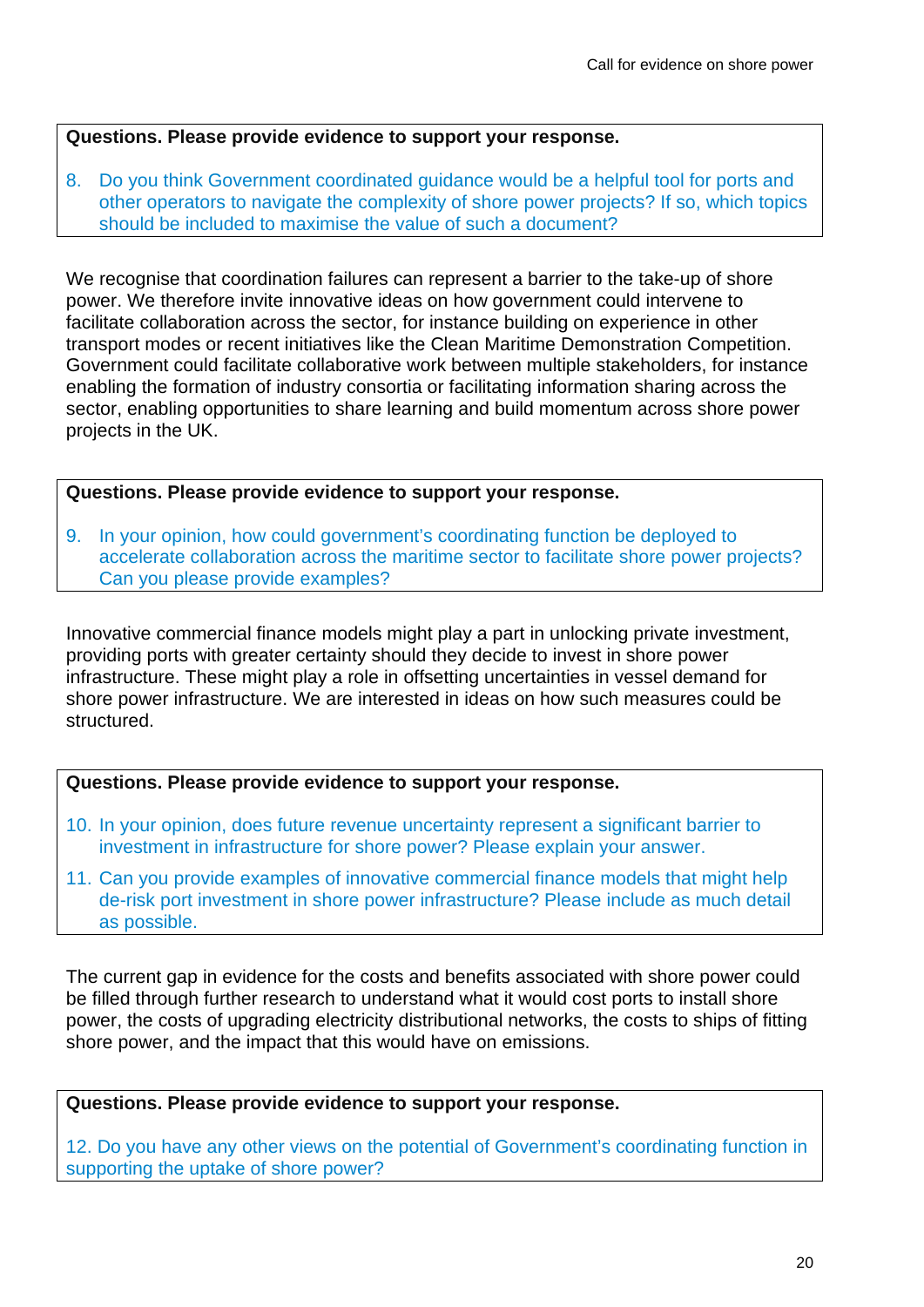**Questions. Please provide evidence to support your response.**

8. Do you think Government coordinated guidance would be a helpful tool for ports and other operators to navigate the complexity of shore power projects? If so, which topics should be included to maximise the value of such a document?

We recognise that coordination failures can represent a barrier to the take-up of shore power. We therefore invite innovative ideas on how government could intervene to facilitate collaboration across the sector, for instance building on experience in other transport modes or recent initiatives like the Clean Maritime Demonstration Competition. Government could facilitate collaborative work between multiple stakeholders, for instance enabling the formation of industry consortia or facilitating information sharing across the sector, enabling opportunities to share learning and build momentum across shore power projects in the UK.

**Questions. Please provide evidence to support your response.**

9. In your opinion, how could government's coordinating function be deployed to accelerate collaboration across the maritime sector to facilitate shore power projects? Can you please provide examples?

Innovative commercial finance models might play a part in unlocking private investment, providing ports with greater certainty should they decide to invest in shore power infrastructure. These might play a role in offsetting uncertainties in vessel demand for shore power infrastructure. We are interested in ideas on how such measures could be structured.

**Questions. Please provide evidence to support your response.**

10. In your opinion, does future revenue uncertainty represent a significant barrier to investment in infrastructure for shore power? Please explain your answer.
11. Can you provide examples of innovative commercial finance models that might help de-risk port investment in shore power infrastructure? Please include as much detail as possible.

The current gap in evidence for the costs and benefits associated with shore power could be filled through further research to understand what it would cost ports to install shore power, the costs of upgrading electricity distributional networks, the costs to ships of fitting shore power, and the impact that this would have on emissions.

**Questions. Please provide evidence to support your response.**

12. Do you have any other views on the potential of Government's coordinating function in supporting the uptake of shore power?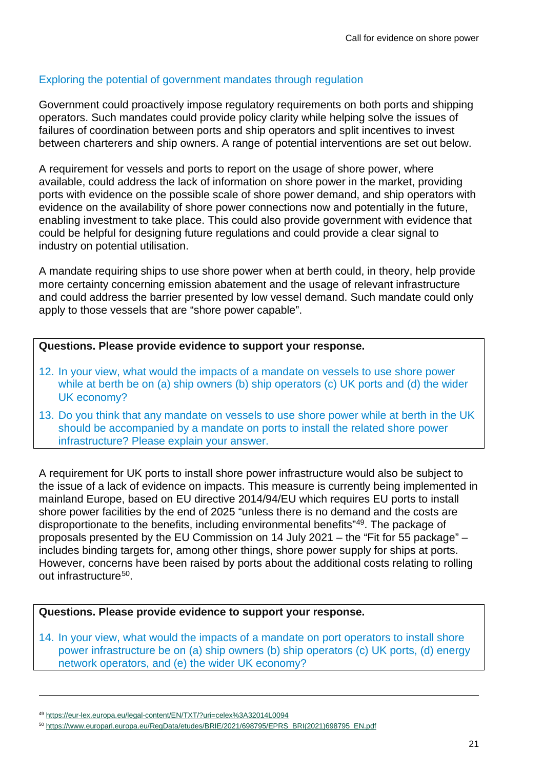### Exploring the potential of government mandates through regulation

Government could proactively impose regulatory requirements on both ports and shipping operators. Such mandates could provide policy clarity while helping solve the issues of failures of coordination between ports and ship operators and split incentives to invest between charterers and ship owners. A range of potential interventions are set out below.

A requirement for vessels and ports to report on the usage of shore power, where available, could address the lack of information on shore power in the market, providing ports with evidence on the possible scale of shore power demand, and ship operators with evidence on the availability of shore power connections now and potentially in the future, enabling investment to take place. This could also provide government with evidence that could be helpful for designing future regulations and could provide a clear signal to industry on potential utilisation.

A mandate requiring ships to use shore power when at berth could, in theory, help provide more certainty concerning emission abatement and the usage of relevant infrastructure and could address the barrier presented by low vessel demand. Such mandate could only apply to those vessels that are "shore power capable".

**Questions. Please provide evidence to support your response.**

12. In your view, what would the impacts of a mandate on vessels to use shore power while at berth be on (a) ship owners (b) ship operators (c) UK ports and (d) the wider UK economy?
13. Do you think that any mandate on vessels to use shore power while at berth in the UK should be accompanied by a mandate on ports to install the related shore power infrastructure? Please explain your answer.

A requirement for UK ports to install shore power infrastructure would also be subject to the issue of a lack of evidence on impacts. This measure is currently being implemented in mainland Europe, based on EU directive 2014/94/EU which requires EU ports to install shore power facilities by the end of 2025 "unless there is no demand and the costs are disproportionate to the benefits, including environmental benefits"[49]. The package of proposals presented by the EU Commission on 14 July 2021 – the "Fit for 55 package" – includes binding targets for, among other things, shore power supply for ships at ports. However, concerns have been raised by ports about the additional costs relating to rolling out infrastructure[50].

**Questions. Please provide evidence to support your response.**

14. In your view, what would the impacts of a mandate on port operators to install shore power infrastructure be on (a) ship owners (b) ship operators (c) UK ports, (d) energy network operators, and (e) the wider UK economy?

---

[49] https://eur-lex.europa.eu/legal-content/EN/TXT/?uri=celex%3A32014L0094

[50] https://www.europarl.europa.eu/RegData/etudes/BRIE/2021/698795/EPRS_BRI(2021)698795_EN.pdf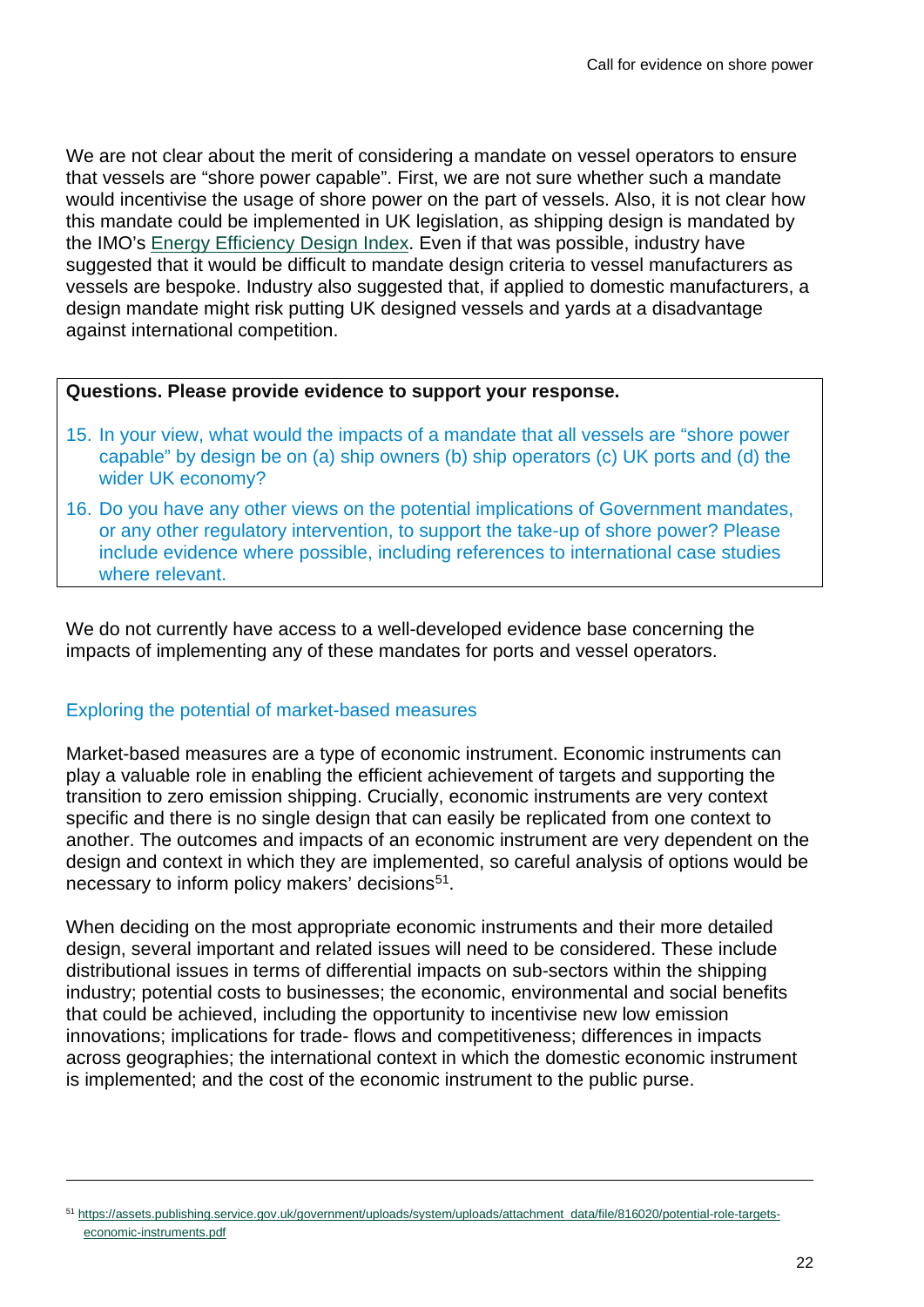We are not clear about the merit of considering a mandate on vessel operators to ensure that vessels are "shore power capable". First, we are not sure whether such a mandate would incentivise the usage of shore power on the part of vessels. Also, it is not clear how this mandate could be implemented in UK legislation, as shipping design is mandated by the IMO's [Energy Efficiency Design Index](). Even if that was possible, industry have suggested that it would be difficult to mandate design criteria to vessel manufacturers as vessels are bespoke. Industry also suggested that, if applied to domestic manufacturers, a design mandate might risk putting UK designed vessels and yards at a disadvantage against international competition.

**Questions. Please provide evidence to support your response.**

15. In your view, what would the impacts of a mandate that all vessels are "shore power capable" by design be on (a) ship owners (b) ship operators (c) UK ports and (d) the wider UK economy?
16. Do you have any other views on the potential implications of Government mandates, or any other regulatory intervention, to support the take-up of shore power? Please include evidence where possible, including references to international case studies where relevant.

We do not currently have access to a well-developed evidence base concerning the impacts of implementing any of these mandates for ports and vessel operators.

### Exploring the potential of market-based measures

Market-based measures are a type of economic instrument. Economic instruments can play a valuable role in enabling the efficient achievement of targets and supporting the transition to zero emission shipping. Crucially, economic instruments are very context specific and there is no single design that can easily be replicated from one context to another. The outcomes and impacts of an economic instrument are very dependent on the design and context in which they are implemented, so careful analysis of options would be necessary to inform policy makers' decisions[51].

When deciding on the most appropriate economic instruments and their more detailed design, several important and related issues will need to be considered. These include distributional issues in terms of differential impacts on sub-sectors within the shipping industry; potential costs to businesses; the economic, environmental and social benefits that could be achieved, including the opportunity to incentivise new low emission innovations; implications for trade- flows and competitiveness; differences in impacts across geographies; the international context in which the domestic economic instrument is implemented; and the cost of the economic instrument to the public purse.

---

[51] https://assets.publishing.service.gov.uk/government/uploads/system/uploads/attachment_data/file/816020/potential-role-targets-economic-instruments.pdf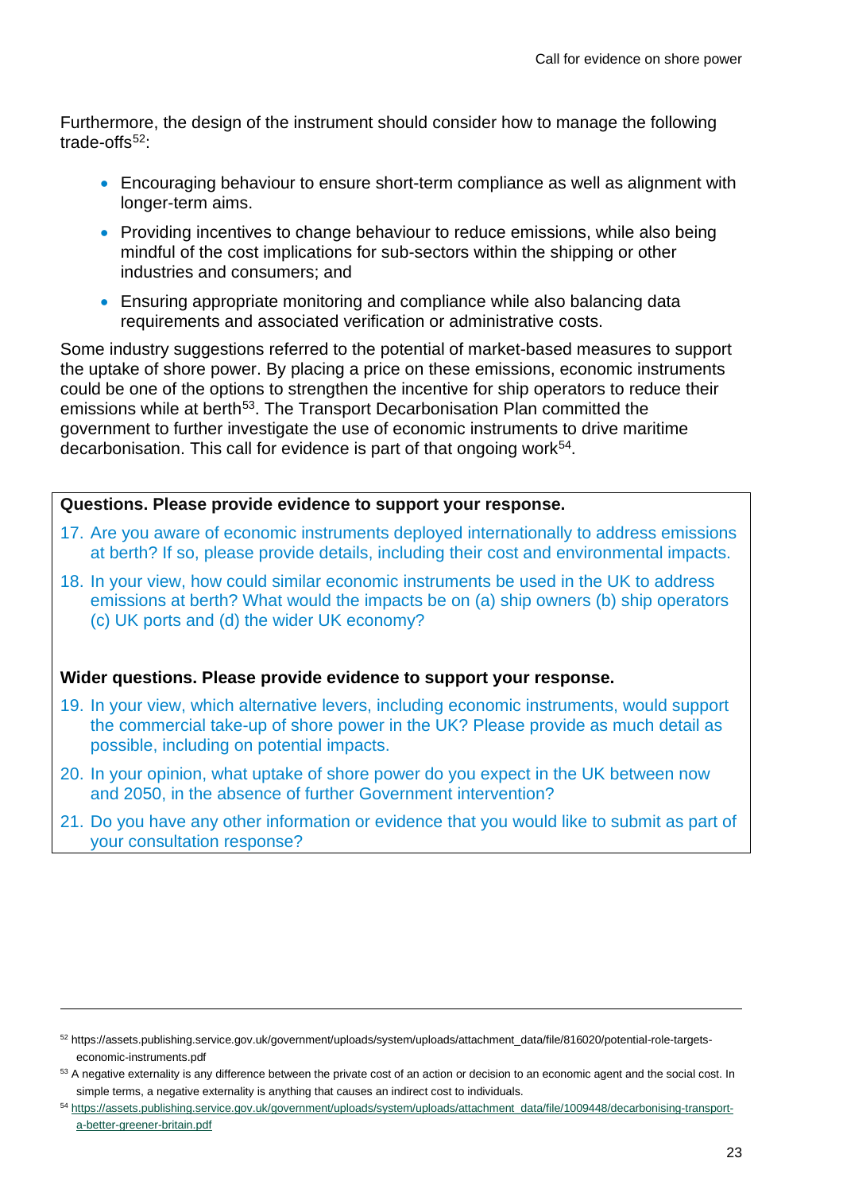Furthermore, the design of the instrument should consider how to manage the following trade-offs[52]:

- Encouraging behaviour to ensure short-term compliance as well as alignment with longer-term aims.
- Providing incentives to change behaviour to reduce emissions, while also being mindful of the cost implications for sub-sectors within the shipping or other industries and consumers; and
- Ensuring appropriate monitoring and compliance while also balancing data requirements and associated verification or administrative costs.

Some industry suggestions referred to the potential of market-based measures to support the uptake of shore power. By placing a price on these emissions, economic instruments could be one of the options to strengthen the incentive for ship operators to reduce their emissions while at berth[53]. The Transport Decarbonisation Plan committed the government to further investigate the use of economic instruments to drive maritime decarbonisation. This call for evidence is part of that ongoing work[54].

**Questions. Please provide evidence to support your response.**

17. Are you aware of economic instruments deployed internationally to address emissions at berth? If so, please provide details, including their cost and environmental impacts.
18. In your view, how could similar economic instruments be used in the UK to address emissions at berth? What would the impacts be on (a) ship owners (b) ship operators (c) UK ports and (d) the wider UK economy?

**Wider questions. Please provide evidence to support your response.**

19. In your view, which alternative levers, including economic instruments, would support the commercial take-up of shore power in the UK? Please provide as much detail as possible, including on potential impacts.
20. In your opinion, what uptake of shore power do you expect in the UK between now and 2050, in the absence of further Government intervention?
21. Do you have any other information or evidence that you would like to submit as part of your consultation response?

---

[52] https://assets.publishing.service.gov.uk/government/uploads/system/uploads/attachment_data/file/816020/potential-role-targets-economic-instruments.pdf

[53] A negative externality is any difference between the private cost of an action or decision to an economic agent and the social cost. In simple terms, a negative externality is anything that causes an indirect cost to individuals.

[54] https://assets.publishing.service.gov.uk/government/uploads/system/uploads/attachment_data/file/1009448/decarbonising-transport-a-better-greener-britain.pdf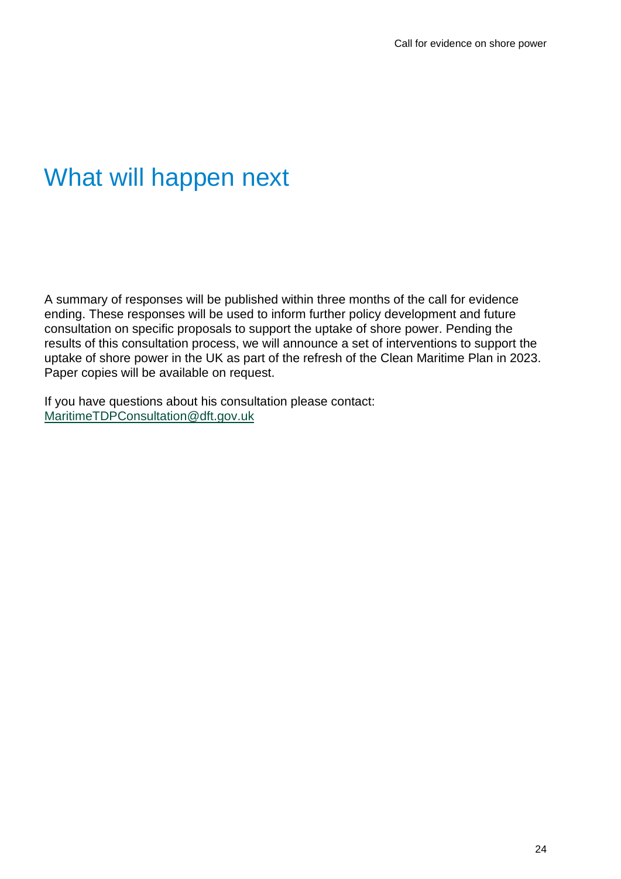# What will happen next

A summary of responses will be published within three months of the call for evidence ending. These responses will be used to inform further policy development and future consultation on specific proposals to support the uptake of shore power. Pending the results of this consultation process, we will announce a set of interventions to support the uptake of shore power in the UK as part of the refresh of the Clean Maritime Plan in 2023. Paper copies will be available on request.

If you have questions about his consultation please contact: [MaritimeTDPConsultation@dft.gov.uk](mailto:MaritimeTDPConsultation@dft.gov.uk)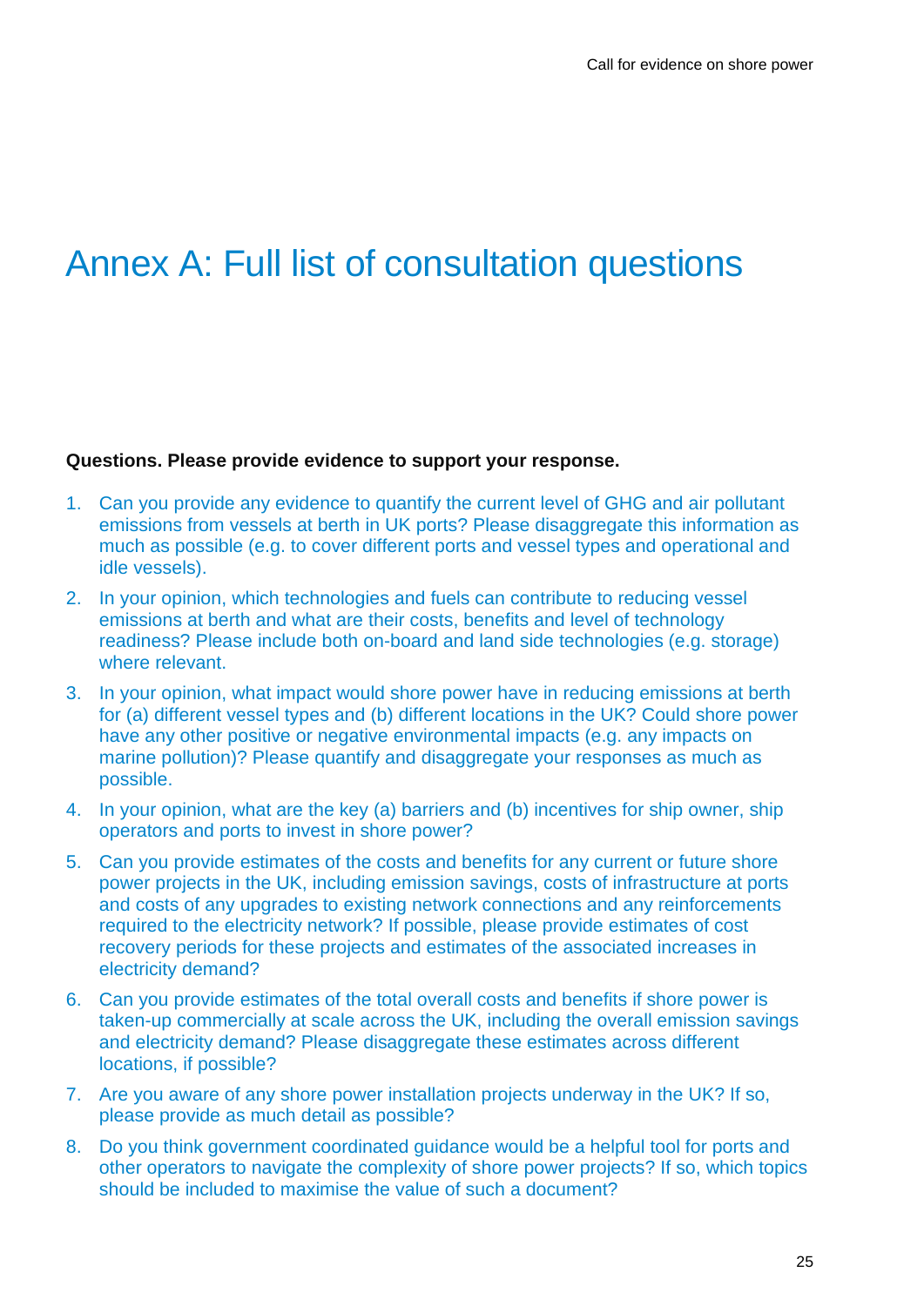# Annex A: Full list of consultation questions

**Questions. Please provide evidence to support your response.**

1. Can you provide any evidence to quantify the current level of GHG and air pollutant emissions from vessels at berth in UK ports? Please disaggregate this information as much as possible (e.g. to cover different ports and vessel types and operational and idle vessels).
2. In your opinion, which technologies and fuels can contribute to reducing vessel emissions at berth and what are their costs, benefits and level of technology readiness? Please include both on-board and land side technologies (e.g. storage) where relevant.
3. In your opinion, what impact would shore power have in reducing emissions at berth for (a) different vessel types and (b) different locations in the UK? Could shore power have any other positive or negative environmental impacts (e.g. any impacts on marine pollution)? Please quantify and disaggregate your responses as much as possible.
4. In your opinion, what are the key (a) barriers and (b) incentives for ship owner, ship operators and ports to invest in shore power?
5. Can you provide estimates of the costs and benefits for any current or future shore power projects in the UK, including emission savings, costs of infrastructure at ports and costs of any upgrades to existing network connections and any reinforcements required to the electricity network? If possible, please provide estimates of cost recovery periods for these projects and estimates of the associated increases in electricity demand?
6. Can you provide estimates of the total overall costs and benefits if shore power is taken-up commercially at scale across the UK, including the overall emission savings and electricity demand? Please disaggregate these estimates across different locations, if possible?
7. Are you aware of any shore power installation projects underway in the UK? If so, please provide as much detail as possible?
8. Do you think government coordinated guidance would be a helpful tool for ports and other operators to navigate the complexity of shore power projects? If so, which topics should be included to maximise the value of such a document?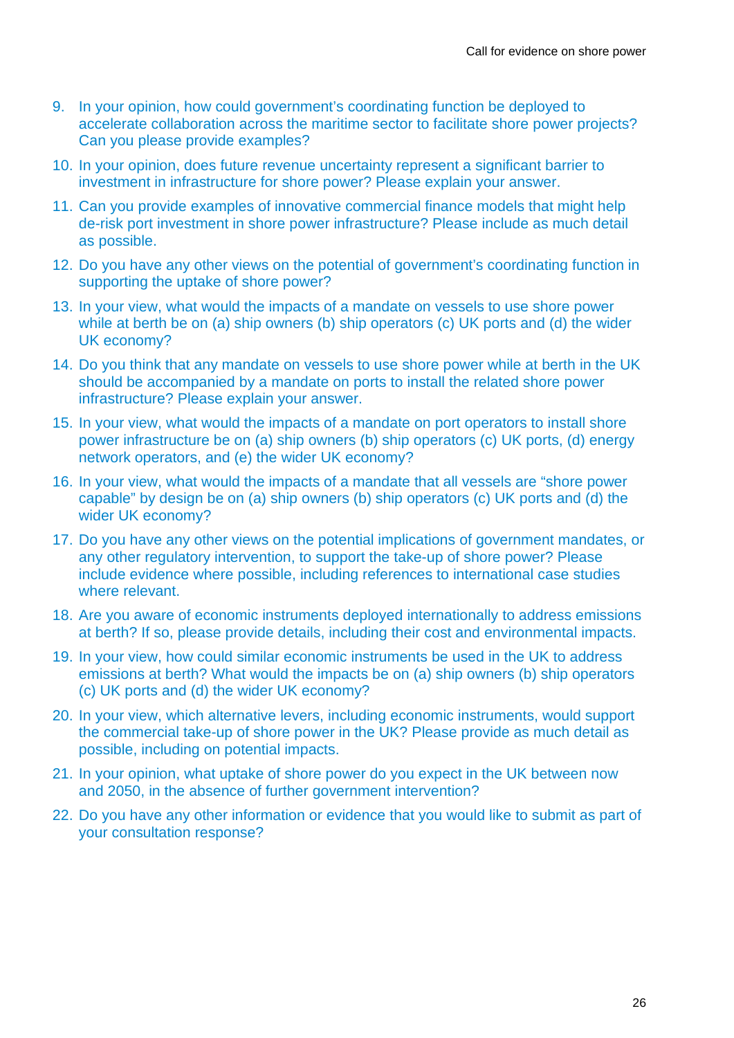9. In your opinion, how could government's coordinating function be deployed to accelerate collaboration across the maritime sector to facilitate shore power projects? Can you please provide examples?
10. In your opinion, does future revenue uncertainty represent a significant barrier to investment in infrastructure for shore power? Please explain your answer.
11. Can you provide examples of innovative commercial finance models that might help de-risk port investment in shore power infrastructure? Please include as much detail as possible.
12. Do you have any other views on the potential of government's coordinating function in supporting the uptake of shore power?
13. In your view, what would the impacts of a mandate on vessels to use shore power while at berth be on (a) ship owners (b) ship operators (c) UK ports and (d) the wider UK economy?
14. Do you think that any mandate on vessels to use shore power while at berth in the UK should be accompanied by a mandate on ports to install the related shore power infrastructure? Please explain your answer.
15. In your view, what would the impacts of a mandate on port operators to install shore power infrastructure be on (a) ship owners (b) ship operators (c) UK ports, (d) energy network operators, and (e) the wider UK economy?
16. In your view, what would the impacts of a mandate that all vessels are "shore power capable" by design be on (a) ship owners (b) ship operators (c) UK ports and (d) the wider UK economy?
17. Do you have any other views on the potential implications of government mandates, or any other regulatory intervention, to support the take-up of shore power? Please include evidence where possible, including references to international case studies where relevant.
18. Are you aware of economic instruments deployed internationally to address emissions at berth? If so, please provide details, including their cost and environmental impacts.
19. In your view, how could similar economic instruments be used in the UK to address emissions at berth? What would the impacts be on (a) ship owners (b) ship operators (c) UK ports and (d) the wider UK economy?
20. In your view, which alternative levers, including economic instruments, would support the commercial take-up of shore power in the UK? Please provide as much detail as possible, including on potential impacts.
21. In your opinion, what uptake of shore power do you expect in the UK between now and 2050, in the absence of further government intervention?
22. Do you have any other information or evidence that you would like to submit as part of your consultation response?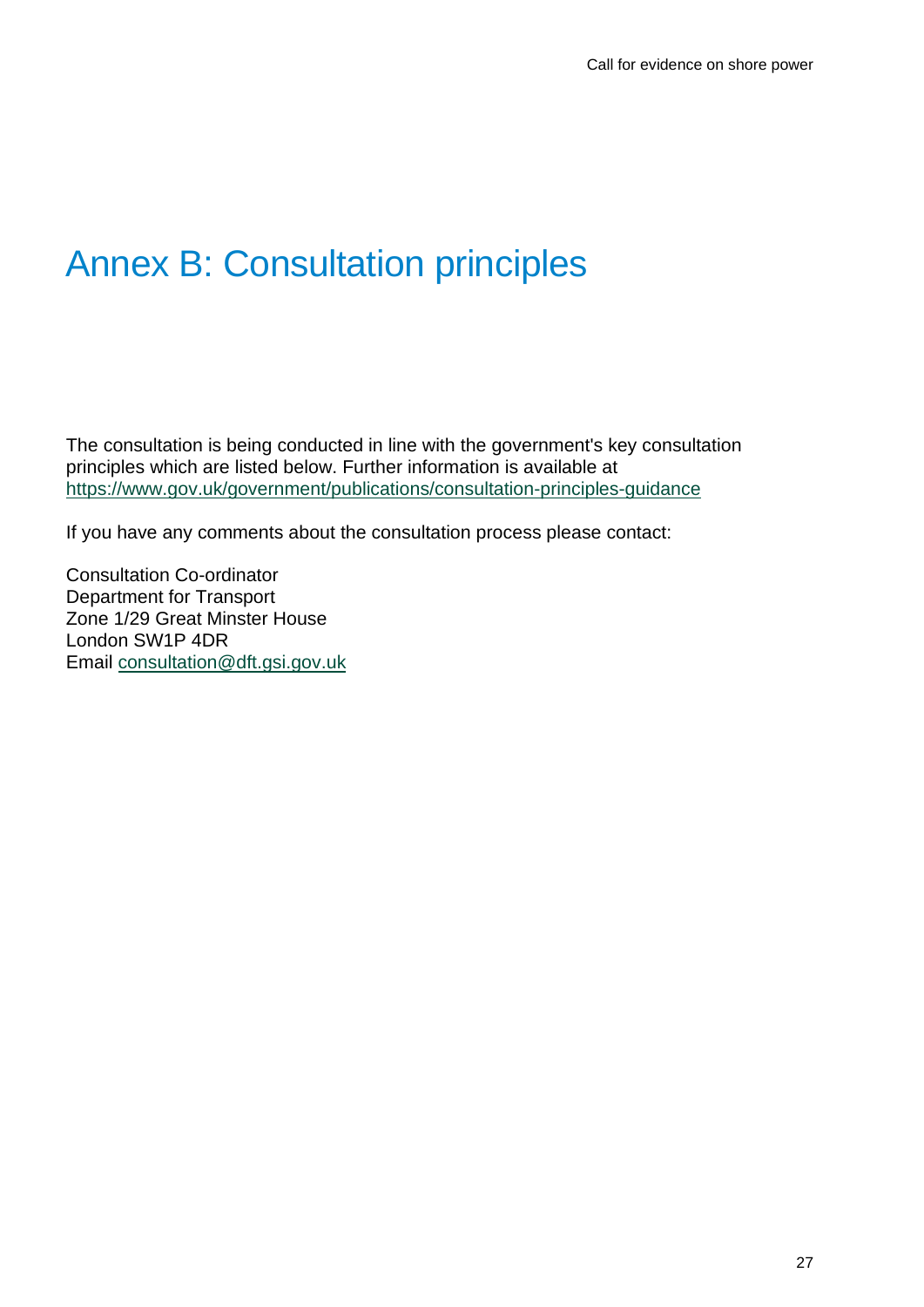# Annex B: Consultation principles

The consultation is being conducted in line with the government's key consultation principles which are listed below. Further information is available at https://www.gov.uk/government/publications/consultation-principles-guidance

If you have any comments about the consultation process please contact:

Consultation Co-ordinator  
Department for Transport  
Zone 1/29 Great Minster House  
London SW1P 4DR  
Email consultation@dft.gsi.gov.uk